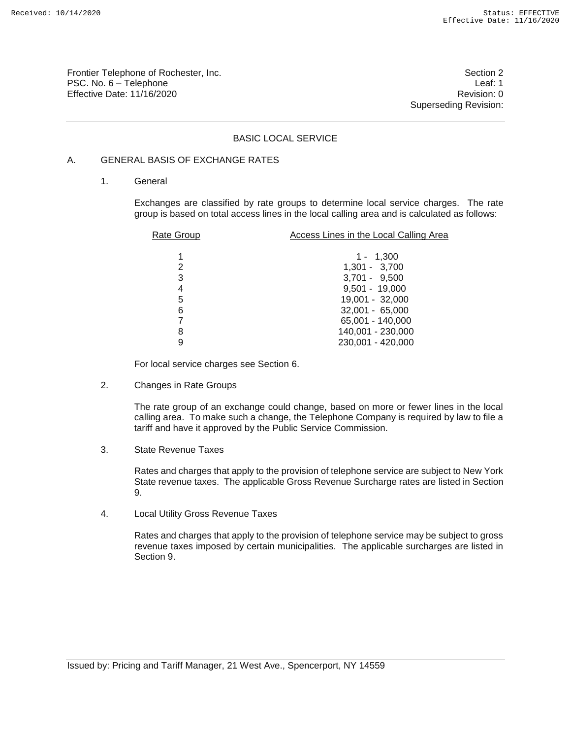Frontier Telephone of Rochester, Inc.
PSC. No. 6 – Telephone
Effective Date: 11/16/2020

Section 2
Leaf: 1
Revision: 0
Superseding Revision:

## BASIC LOCAL SERVICE

### A. GENERAL BASIS OF EXCHANGE RATES

1. General

   Exchanges are classified by rate groups to determine local service charges. The rate group is based on total access lines in the local calling area and is calculated as follows:

| Rate Group | Access Lines in the Local Calling Area |
|---|---|
| 1 | 1 - 1,300 |
| 2 | 1,301 - 3,700 |
| 3 | 3,701 - 9,500 |
| 4 | 9,501 - 19,000 |
| 5 | 19,001 - 32,000 |
| 6 | 32,001 - 65,000 |
| 7 | 65,001 - 140,000 |
| 8 | 140,001 - 230,000 |
| 9 | 230,001 - 420,000 |

   For local service charges see Section 6.

2. Changes in Rate Groups

   The rate group of an exchange could change, based on more or fewer lines in the local calling area. To make such a change, the Telephone Company is required by law to file a tariff and have it approved by the Public Service Commission.

3. State Revenue Taxes

   Rates and charges that apply to the provision of telephone service are subject to New York State revenue taxes. The applicable Gross Revenue Surcharge rates are listed in Section 9.

4. Local Utility Gross Revenue Taxes

   Rates and charges that apply to the provision of telephone service may be subject to gross revenue taxes imposed by certain municipalities. The applicable surcharges are listed in Section 9.

Issued by: Pricing and Tariff Manager, 21 West Ave., Spencerport, NY 14559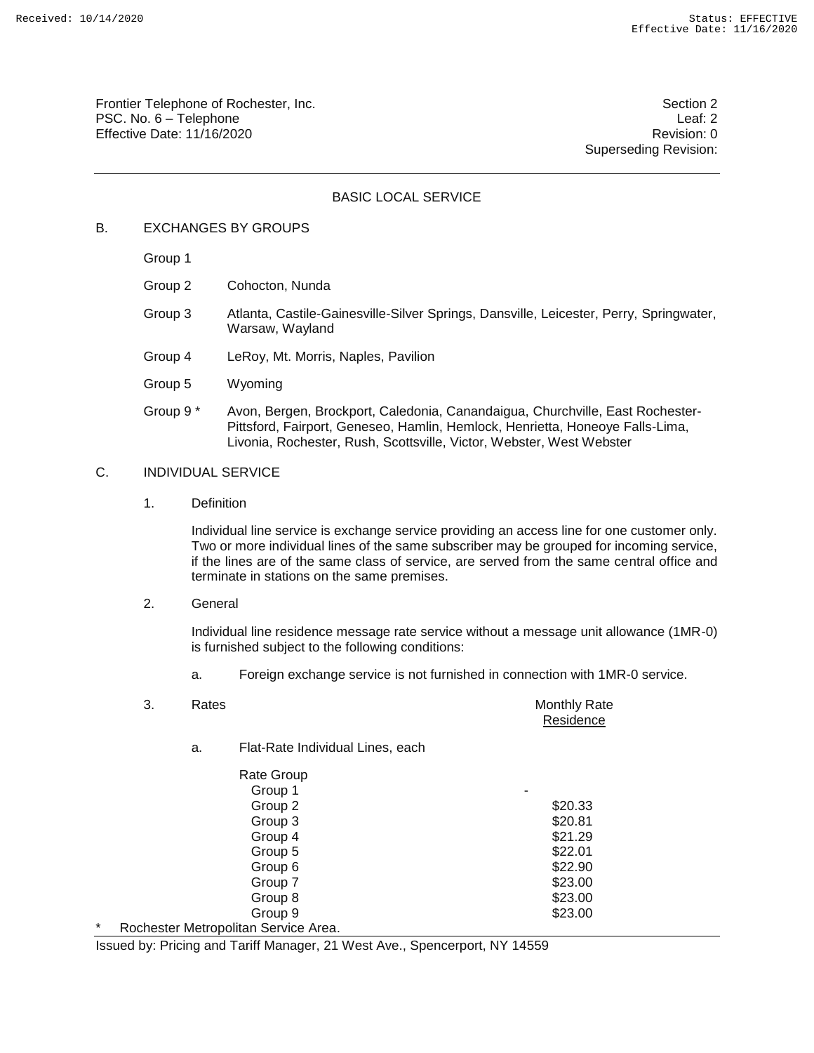Frontier Telephone of Rochester, Inc.
PSC. No. 6 – Telephone
Effective Date: 11/16/2020

Section 2
Leaf: 2
Revision: 0
Superseding Revision:

## BASIC LOCAL SERVICE

### B. EXCHANGES BY GROUPS

| | |
|---|---|
| Group 1 | |
| Group 2 | Cohocton, Nunda |
| Group 3 | Atlanta, Castile-Gainesville-Silver Springs, Dansville, Leicester, Perry, Springwater, Warsaw, Wayland |
| Group 4 | LeRoy, Mt. Morris, Naples, Pavilion |
| Group 5 | Wyoming |
| Group 9 * | Avon, Bergen, Brockport, Caledonia, Canandaigua, Churchville, East Rochester-Pittsford, Fairport, Geneseo, Hamlin, Hemlock, Henrietta, Honeoye Falls-Lima, Livonia, Rochester, Rush, Scottsville, Victor, Webster, West Webster |

### C. INDIVIDUAL SERVICE

1. Definition

   Individual line service is exchange service providing an access line for one customer only. Two or more individual lines of the same subscriber may be grouped for incoming service, if the lines are of the same class of service, are served from the same central office and terminate in stations on the same premises.

2. General

   Individual line residence message rate service without a message unit allowance (1MR-0) is furnished subject to the following conditions:

   a. Foreign exchange service is not furnished in connection with 1MR-0 service.

3. Rates

   a. Flat-Rate Individual Lines, each

| Rate Group | Monthly Rate Residence |
|---|---|
| Group 1 | - |
| Group 2 | $20.33 |
| Group 3 | $20.81 |
| Group 4 | $21.29 |
| Group 5 | $22.01 |
| Group 6 | $22.90 |
| Group 7 | $23.00 |
| Group 8 | $23.00 |
| Group 9 | $23.00 |

\* Rochester Metropolitan Service Area.

Issued by: Pricing and Tariff Manager, 21 West Ave., Spencerport, NY 14559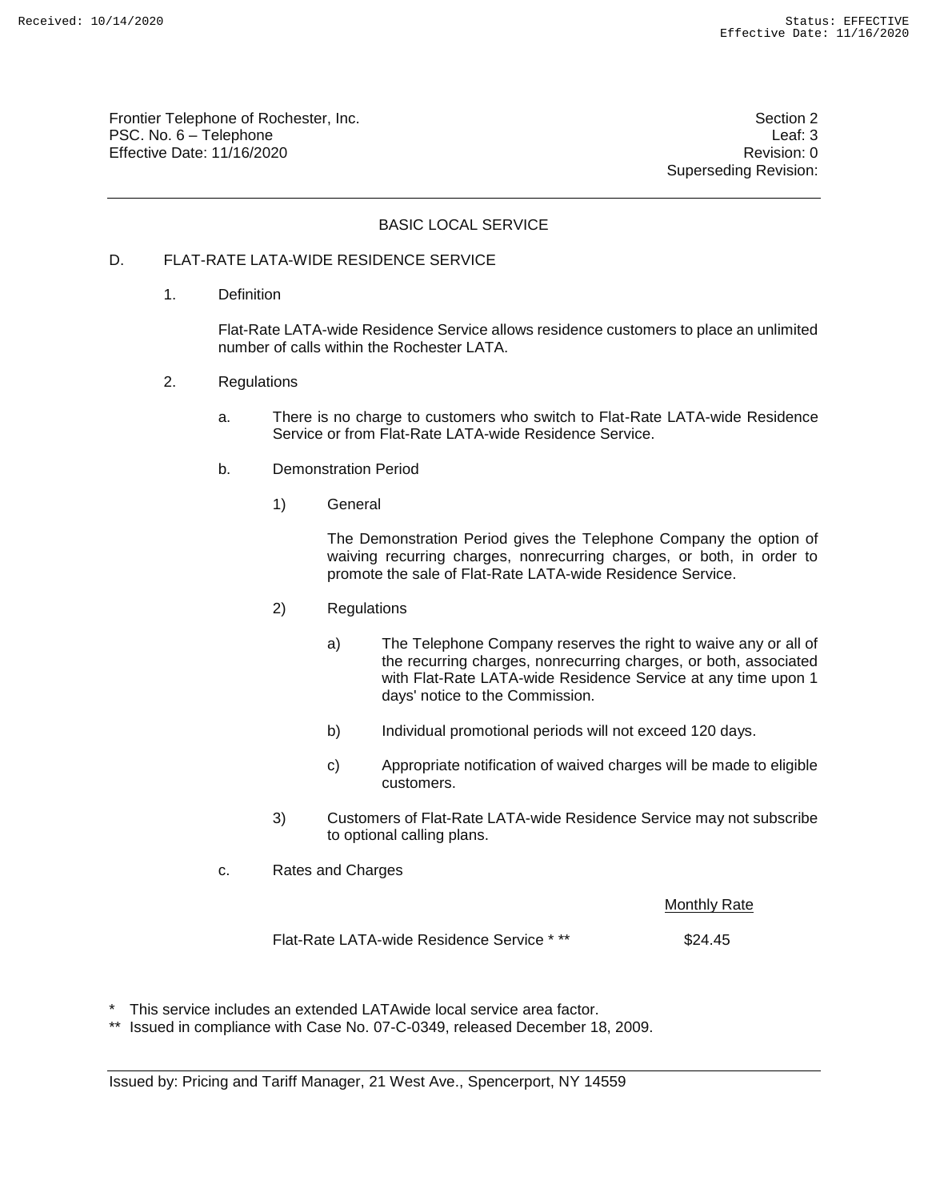Frontier Telephone of Rochester, Inc.
PSC. No. 6 – Telephone
Effective Date: 11/16/2020

Section 2
Leaf: 3
Revision: 0
Superseding Revision:

## BASIC LOCAL SERVICE

D. FLAT-RATE LATA-WIDE RESIDENCE SERVICE

1. Definition

   Flat-Rate LATA-wide Residence Service allows residence customers to place an unlimited number of calls within the Rochester LATA.

2. Regulations

   a. There is no charge to customers who switch to Flat-Rate LATA-wide Residence Service or from Flat-Rate LATA-wide Residence Service.

   b. Demonstration Period

      1) General

         The Demonstration Period gives the Telephone Company the option of waiving recurring charges, nonrecurring charges, or both, in order to promote the sale of Flat-Rate LATA-wide Residence Service.

      2) Regulations

         a) The Telephone Company reserves the right to waive any or all of the recurring charges, nonrecurring charges, or both, associated with Flat-Rate LATA-wide Residence Service at any time upon 1 days' notice to the Commission.

         b) Individual promotional periods will not exceed 120 days.

         c) Appropriate notification of waived charges will be made to eligible customers.

      3) Customers of Flat-Rate LATA-wide Residence Service may not subscribe to optional calling plans.

   c. Rates and Charges

| | Monthly Rate |
|---|---|
| Flat-Rate LATA-wide Residence Service * ** | $24.45 |

\* This service includes an extended LATAwide local service area factor.
** Issued in compliance with Case No. 07-C-0349, released December 18, 2009.

Issued by: Pricing and Tariff Manager, 21 West Ave., Spencerport, NY 14559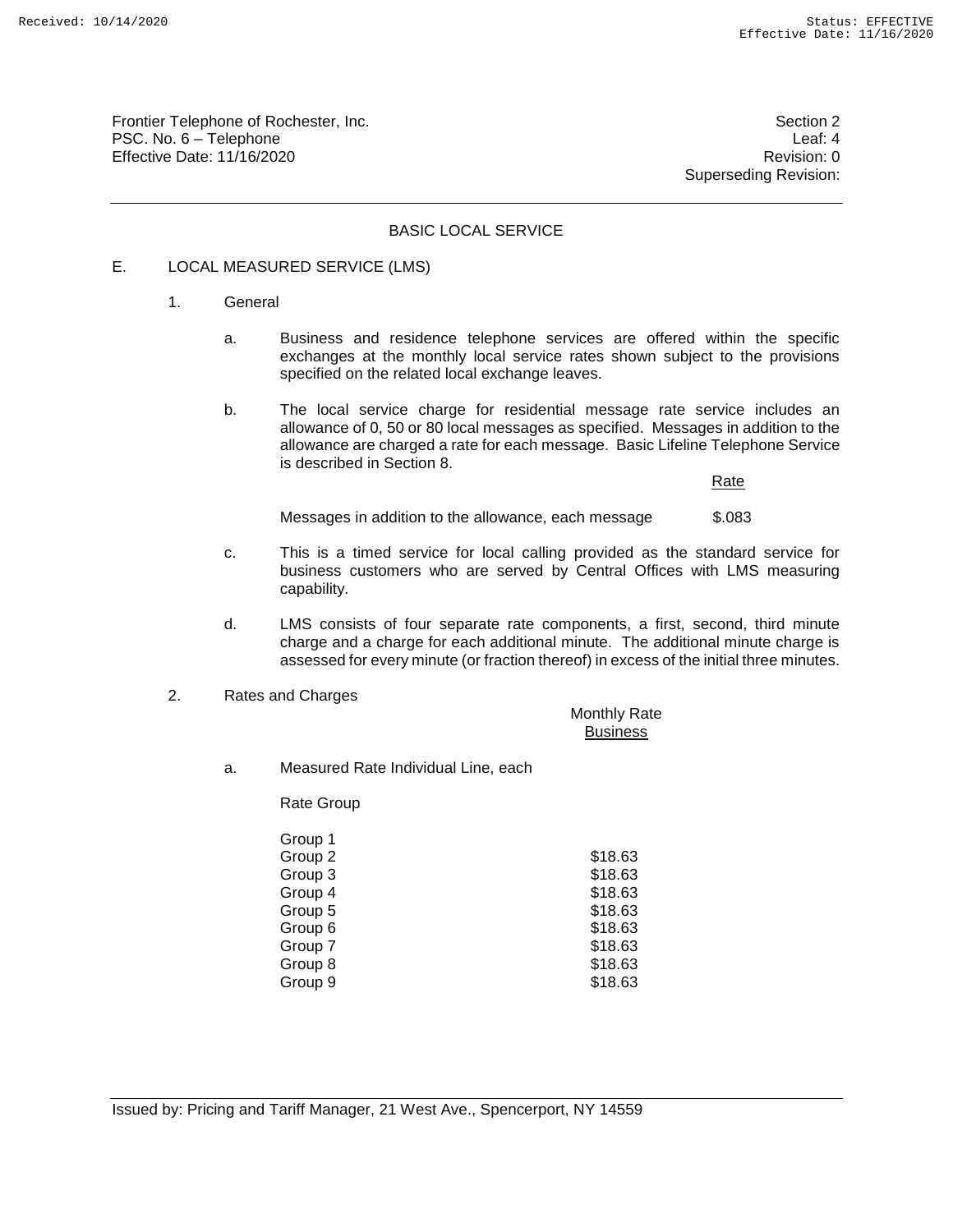# BASIC LOCAL SERVICE

## E. LOCAL MEASURED SERVICE (LMS)

### 1. General

a. Business and residence telephone services are offered within the specific exchanges at the monthly local service rates shown subject to the provisions specified on the related local exchange leaves.

b. The local service charge for residential message rate service includes an allowance of 0, 50 or 80 local messages as specified. Messages in addition to the allowance are charged a rate for each message. Basic Lifeline Telephone Service is described in Section 8.

| | Rate |
|---|---|
| Messages in addition to the allowance, each message | \$.083 |

c. This is a timed service for local calling provided as the standard service for business customers who are served by Central Offices with LMS measuring capability.

d. LMS consists of four separate rate components, a first, second, third minute charge and a charge for each additional minute. The additional minute charge is assessed for every minute (or fraction thereof) in excess of the initial three minutes.

### 2. Rates and Charges

a. Measured Rate Individual Line, each

| Rate Group | Monthly Rate Business |
|---|---|
| Group 1 | |
| Group 2 | \$18.63 |
| Group 3 | \$18.63 |
| Group 4 | \$18.63 |
| Group 5 | \$18.63 |
| Group 6 | \$18.63 |
| Group 7 | \$18.63 |
| Group 8 | \$18.63 |
| Group 9 | \$18.63 |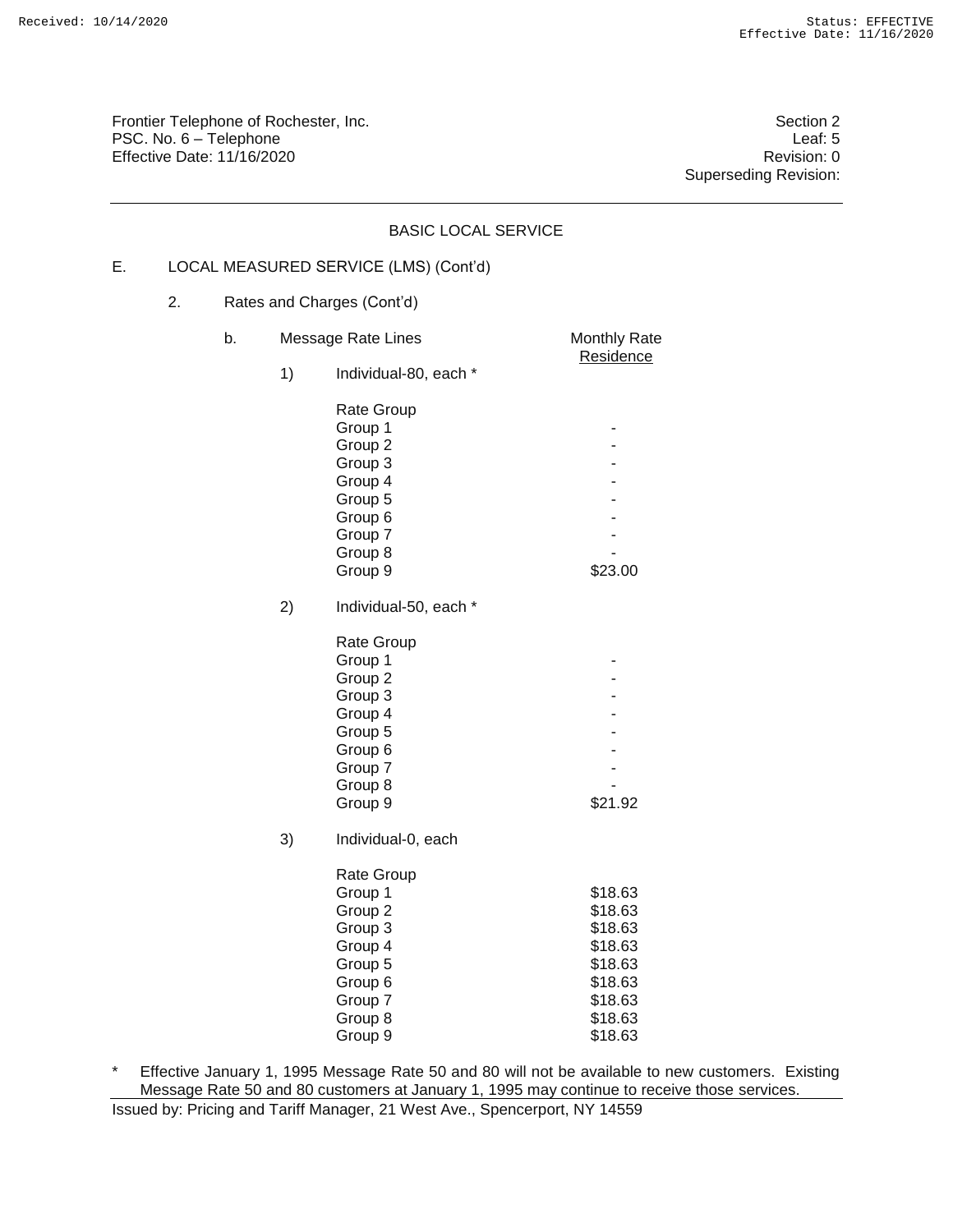Frontier Telephone of Rochester, Inc.
PSC. No. 6 – Telephone
Effective Date: 11/16/2020

Section 2
Leaf: 5
Revision: 0
Superseding Revision:

## BASIC LOCAL SERVICE

E. LOCAL MEASURED SERVICE (LMS) (Cont'd)

2. Rates and Charges (Cont'd)

b. Message Rate Lines

1) Individual-80, each *

| Rate Group | Monthly Rate Residence |
|---|---|
| Group 1 | - |
| Group 2 | - |
| Group 3 | - |
| Group 4 | - |
| Group 5 | - |
| Group 6 | - |
| Group 7 | - |
| Group 8 | - |
| Group 9 | $23.00 |

2) Individual-50, each *

| Rate Group | Monthly Rate Residence |
|---|---|
| Group 1 | - |
| Group 2 | - |
| Group 3 | - |
| Group 4 | - |
| Group 5 | - |
| Group 6 | - |
| Group 7 | - |
| Group 8 | - |
| Group 9 | $21.92 |

3) Individual-0, each

| Rate Group | Monthly Rate Residence |
|---|---|
| Group 1 | $18.63 |
| Group 2 | $18.63 |
| Group 3 | $18.63 |
| Group 4 | $18.63 |
| Group 5 | $18.63 |
| Group 6 | $18.63 |
| Group 7 | $18.63 |
| Group 8 | $18.63 |
| Group 9 | $18.63 |

* Effective January 1, 1995 Message Rate 50 and 80 will not be available to new customers. Existing Message Rate 50 and 80 customers at January 1, 1995 may continue to receive those services.

Issued by: Pricing and Tariff Manager, 21 West Ave., Spencerport, NY 14559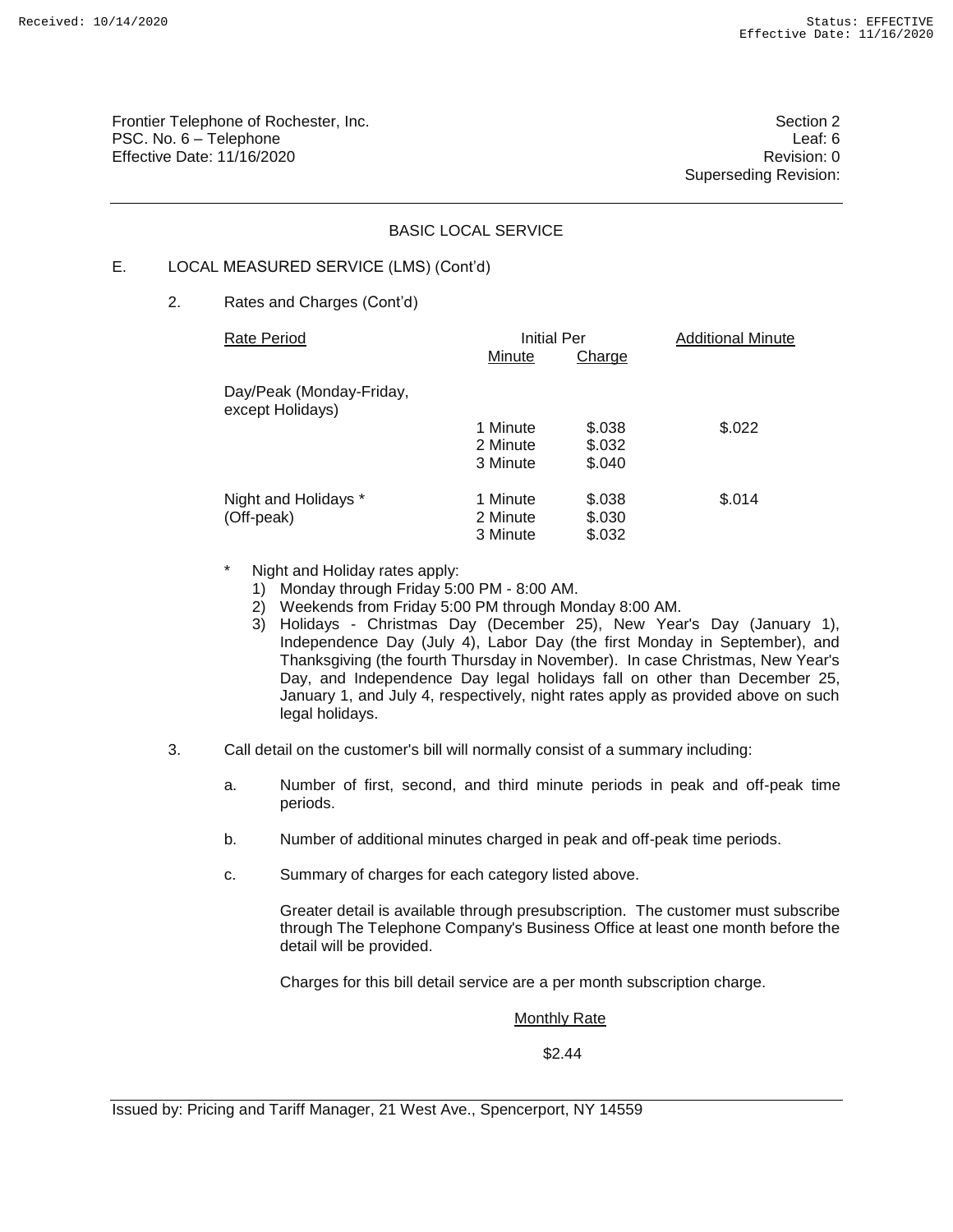Frontier Telephone of Rochester, Inc.
PSC. No. 6 – Telephone
Effective Date: 11/16/2020

Section 2
Leaf: 6
Revision: 0
Superseding Revision:

## BASIC LOCAL SERVICE

E. LOCAL MEASURED SERVICE (LMS) (Cont'd)

2. Rates and Charges (Cont'd)

| Rate Period | Initial Per Minute | Initial Per Charge | Additional Minute |
|---|---|---|---|
| Day/Peak (Monday-Friday, except Holidays) | 1 Minute | $.038 | $.022 |
| | 2 Minute | $.032 | |
| | 3 Minute | $.040 | |
| Night and Holidays * (Off-peak) | 1 Minute | $.038 | $.014 |
| | 2 Minute | $.030 | |
| | 3 Minute | $.032 | |

\* Night and Holiday rates apply:

1) Monday through Friday 5:00 PM - 8:00 AM.
2) Weekends from Friday 5:00 PM through Monday 8:00 AM.
3) Holidays - Christmas Day (December 25), New Year's Day (January 1), Independence Day (July 4), Labor Day (the first Monday in September), and Thanksgiving (the fourth Thursday in November). In case Christmas, New Year's Day, and Independence Day legal holidays fall on other than December 25, January 1, and July 4, respectively, night rates apply as provided above on such legal holidays.

3. Call detail on the customer's bill will normally consist of a summary including:

   a. Number of first, second, and third minute periods in peak and off-peak time periods.

   b. Number of additional minutes charged in peak and off-peak time periods.

   c. Summary of charges for each category listed above.

   Greater detail is available through presubscription. The customer must subscribe through The Telephone Company's Business Office at least one month before the detail will be provided.

   Charges for this bill detail service are a per month subscription charge.

| Monthly Rate |
|---|
| $2.44 |

Issued by: Pricing and Tariff Manager, 21 West Ave., Spencerport, NY 14559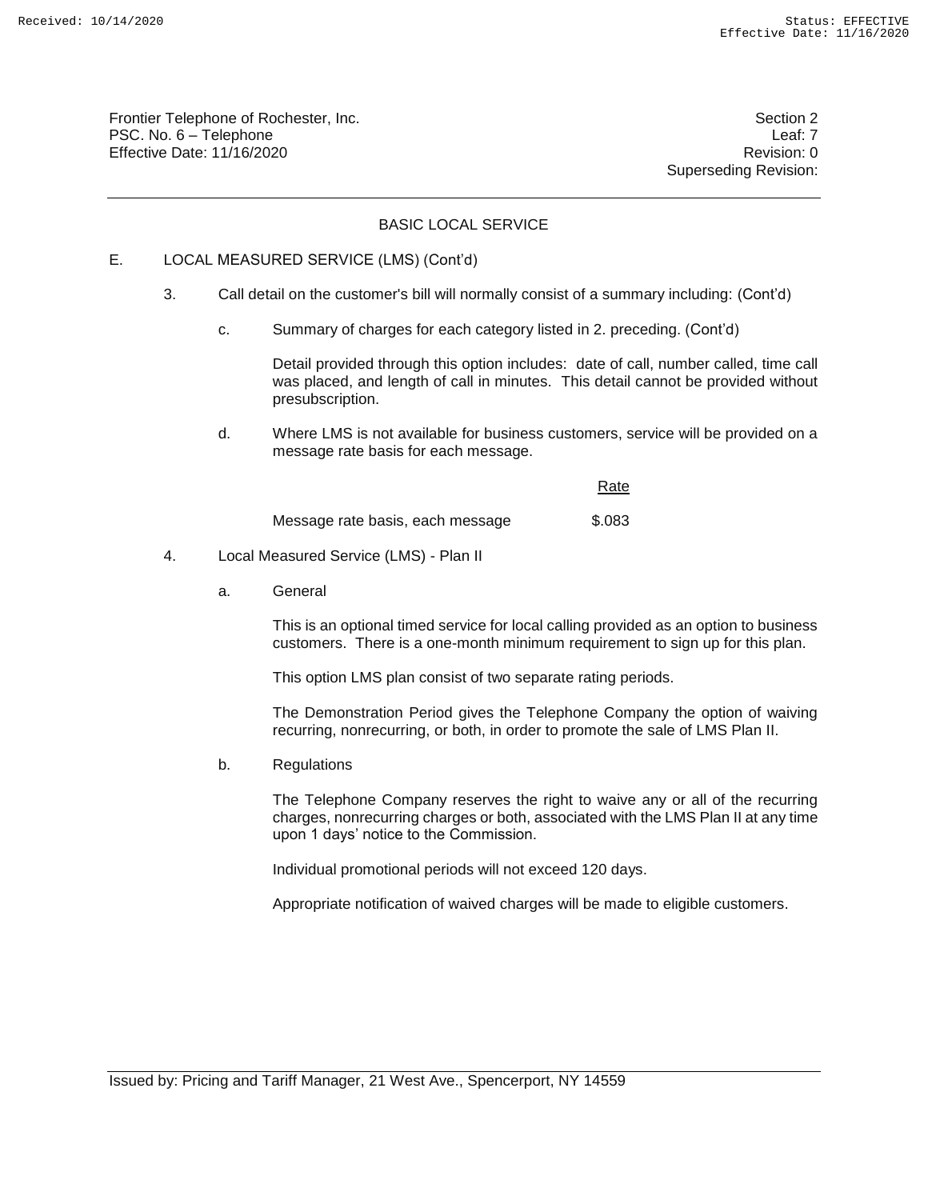## BASIC LOCAL SERVICE

E. LOCAL MEASURED SERVICE (LMS) (Cont'd)

3. Call detail on the customer's bill will normally consist of a summary including: (Cont'd)

   c. Summary of charges for each category listed in 2. preceding. (Cont'd)

      Detail provided through this option includes: date of call, number called, time call was placed, and length of call in minutes. This detail cannot be provided without presubscription.

   d. Where LMS is not available for business customers, service will be provided on a message rate basis for each message.

| | Rate |
|---|---|
| Message rate basis, each message | $.083 |

4. Local Measured Service (LMS) - Plan II

   a. General

      This is an optional timed service for local calling provided as an option to business customers. There is a one-month minimum requirement to sign up for this plan.

      This option LMS plan consist of two separate rating periods.

      The Demonstration Period gives the Telephone Company the option of waiving recurring, nonrecurring, or both, in order to promote the sale of LMS Plan II.

   b. Regulations

      The Telephone Company reserves the right to waive any or all of the recurring charges, nonrecurring charges or both, associated with the LMS Plan II at any time upon 1 days' notice to the Commission.

      Individual promotional periods will not exceed 120 days.

      Appropriate notification of waived charges will be made to eligible customers.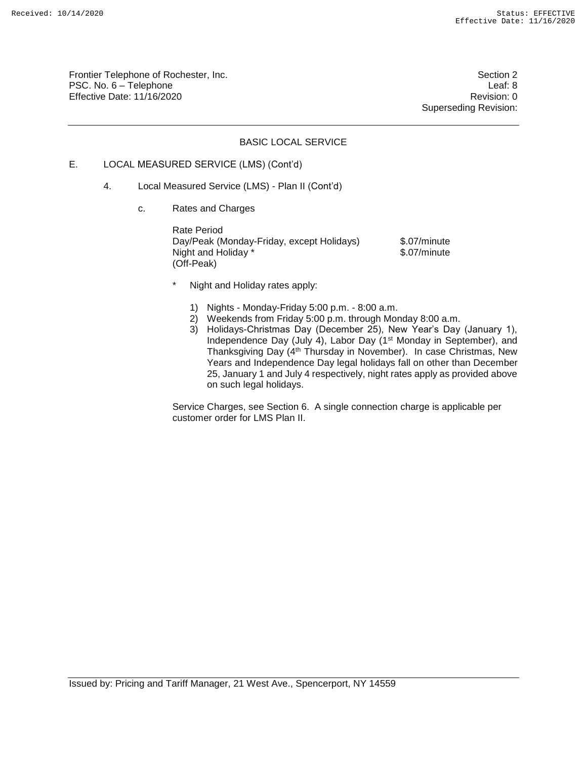Frontier Telephone of Rochester, Inc.
PSC. No. 6 – Telephone
Effective Date: 11/16/2020

Section 2
Leaf: 8
Revision: 0
Superseding Revision:

## BASIC LOCAL SERVICE

E. LOCAL MEASURED SERVICE (LMS) (Cont'd)

4. Local Measured Service (LMS) - Plan II (Cont'd)

c. Rates and Charges

| Rate Period | |
|---|---|
| Day/Peak (Monday-Friday, except Holidays) | \$.07/minute |
| Night and Holiday * (Off-Peak) | \$.07/minute |

\* Night and Holiday rates apply:

1) Nights - Monday-Friday 5:00 p.m. - 8:00 a.m.
2) Weekends from Friday 5:00 p.m. through Monday 8:00 a.m.
3) Holidays-Christmas Day (December 25), New Year's Day (January 1), Independence Day (July 4), Labor Day (1st Monday in September), and Thanksgiving Day (4th Thursday in November). In case Christmas, New Years and Independence Day legal holidays fall on other than December 25, January 1 and July 4 respectively, night rates apply as provided above on such legal holidays.

Service Charges, see Section 6. A single connection charge is applicable per customer order for LMS Plan II.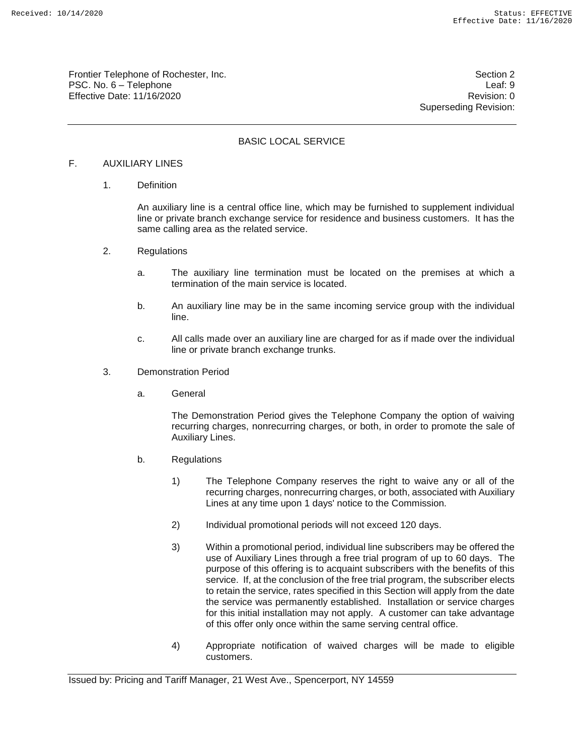Frontier Telephone of Rochester, Inc.
PSC. No. 6 – Telephone
Effective Date: 11/16/2020

Section 2
Leaf: 9
Revision: 0
Superseding Revision:

## BASIC LOCAL SERVICE

### F. AUXILIARY LINES

1. Definition

   An auxiliary line is a central office line, which may be furnished to supplement individual line or private branch exchange service for residence and business customers. It has the same calling area as the related service.

2. Regulations

   a. The auxiliary line termination must be located on the premises at which a termination of the main service is located.

   b. An auxiliary line may be in the same incoming service group with the individual line.

   c. All calls made over an auxiliary line are charged for as if made over the individual line or private branch exchange trunks.

3. Demonstration Period

   a. General

      The Demonstration Period gives the Telephone Company the option of waiving recurring charges, nonrecurring charges, or both, in order to promote the sale of Auxiliary Lines.

   b. Regulations

      1) The Telephone Company reserves the right to waive any or all of the recurring charges, nonrecurring charges, or both, associated with Auxiliary Lines at any time upon 1 days' notice to the Commission.

      2) Individual promotional periods will not exceed 120 days.

      3) Within a promotional period, individual line subscribers may be offered the use of Auxiliary Lines through a free trial program of up to 60 days. The purpose of this offering is to acquaint subscribers with the benefits of this service. If, at the conclusion of the free trial program, the subscriber elects to retain the service, rates specified in this Section will apply from the date the service was permanently established. Installation or service charges for this initial installation may not apply. A customer can take advantage of this offer only once within the same serving central office.

      4) Appropriate notification of waived charges will be made to eligible customers.

Issued by: Pricing and Tariff Manager, 21 West Ave., Spencerport, NY 14559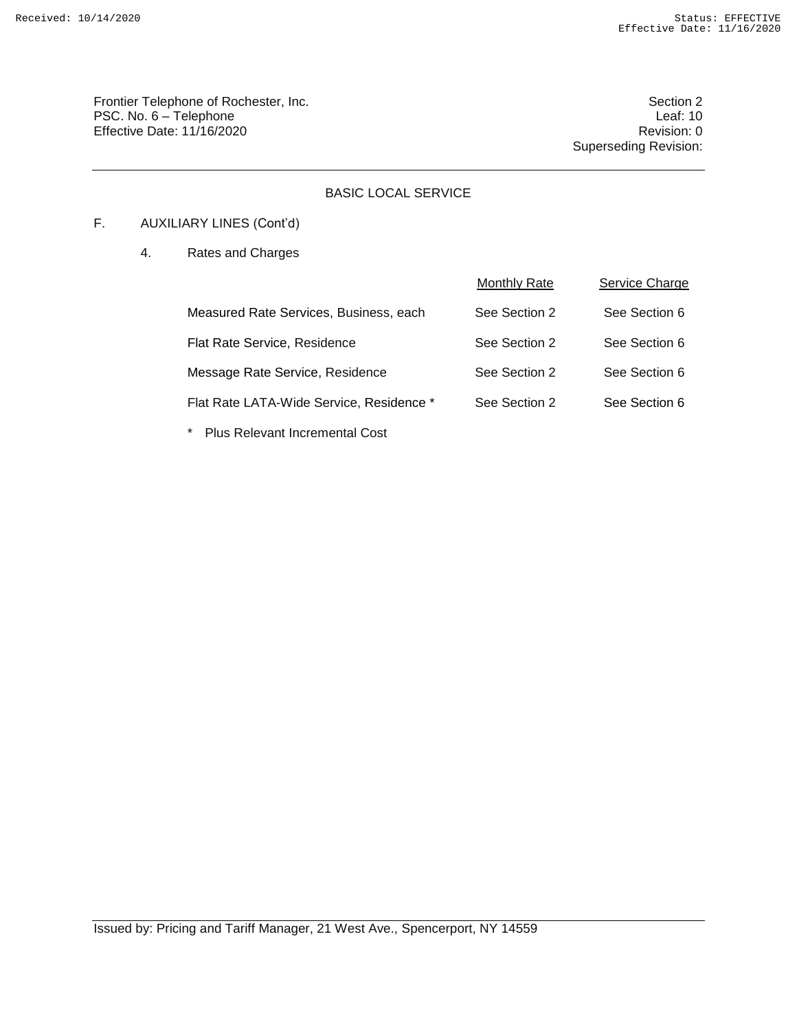Frontier Telephone of Rochester, Inc.
PSC. No. 6 – Telephone
Effective Date: 11/16/2020

Section 2
Leaf: 10
Revision: 0
Superseding Revision:

## BASIC LOCAL SERVICE

F. AUXILIARY LINES (Cont'd)

4. Rates and Charges

| | Monthly Rate | Service Charge |
|---|---|---|
| Measured Rate Services, Business, each | See Section 2 | See Section 6 |
| Flat Rate Service, Residence | See Section 2 | See Section 6 |
| Message Rate Service, Residence | See Section 2 | See Section 6 |
| Flat Rate LATA-Wide Service, Residence * | See Section 2 | See Section 6 |

\* Plus Relevant Incremental Cost

Issued by: Pricing and Tariff Manager, 21 West Ave., Spencerport, NY 14559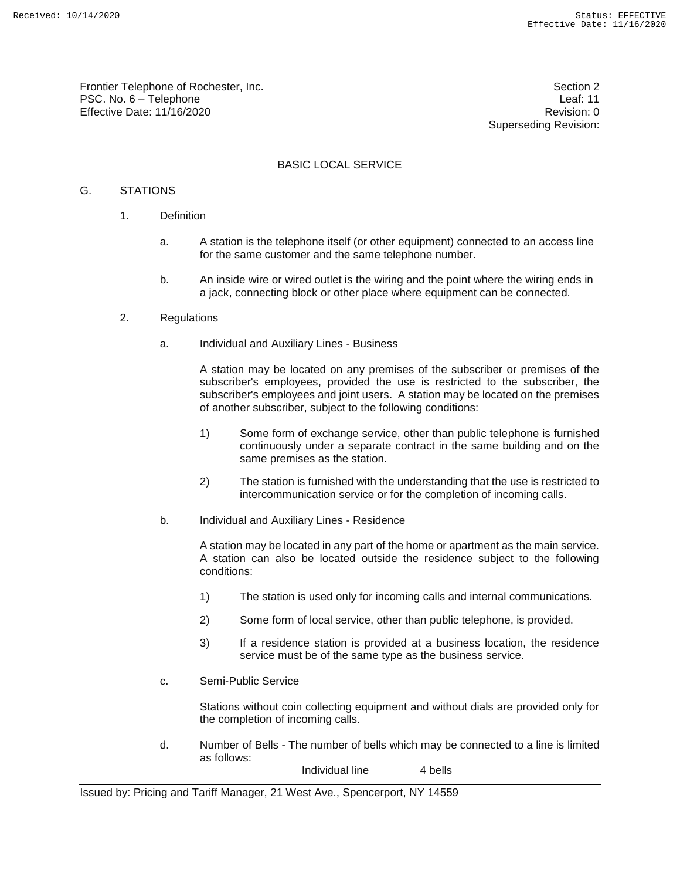## BASIC LOCAL SERVICE

G. STATIONS

1. Definition

   a. A station is the telephone itself (or other equipment) connected to an access line for the same customer and the same telephone number.

   b. An inside wire or wired outlet is the wiring and the point where the wiring ends in a jack, connecting block or other place where equipment can be connected.

2. Regulations

   a. Individual and Auxiliary Lines - Business

      A station may be located on any premises of the subscriber or premises of the subscriber's employees, provided the use is restricted to the subscriber, the subscriber's employees and joint users. A station may be located on the premises of another subscriber, subject to the following conditions:

      1) Some form of exchange service, other than public telephone is furnished continuously under a separate contract in the same building and on the same premises as the station.

      2) The station is furnished with the understanding that the use is restricted to intercommunication service or for the completion of incoming calls.

   b. Individual and Auxiliary Lines - Residence

      A station may be located in any part of the home or apartment as the main service. A station can also be located outside the residence subject to the following conditions:

      1) The station is used only for incoming calls and internal communications.

      2) Some form of local service, other than public telephone, is provided.

      3) If a residence station is provided at a business location, the residence service must be of the same type as the business service.

   c. Semi-Public Service

      Stations without coin collecting equipment and without dials are provided only for the completion of incoming calls.

   d. Number of Bells - The number of bells which may be connected to a line is limited as follows:

      Individual line    4 bells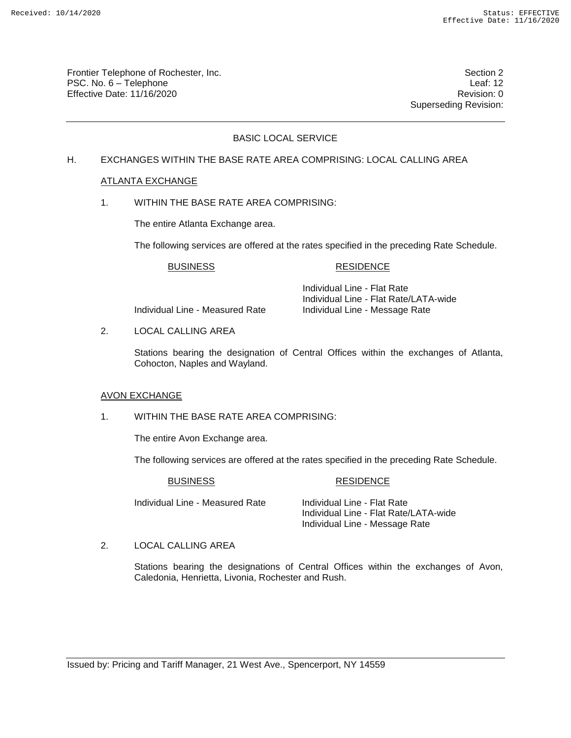## BASIC LOCAL SERVICE

H. EXCHANGES WITHIN THE BASE RATE AREA COMPRISING: LOCAL CALLING AREA

### ATLANTA EXCHANGE

1. WITHIN THE BASE RATE AREA COMPRISING:

   The entire Atlanta Exchange area.

   The following services are offered at the rates specified in the preceding Rate Schedule.

| BUSINESS | RESIDENCE |
|---|---|
| | Individual Line - Flat Rate |
| | Individual Line - Flat Rate/LATA-wide |
| Individual Line - Measured Rate | Individual Line - Message Rate |

2. LOCAL CALLING AREA

   Stations bearing the designation of Central Offices within the exchanges of Atlanta, Cohocton, Naples and Wayland.

### AVON EXCHANGE

1. WITHIN THE BASE RATE AREA COMPRISING:

   The entire Avon Exchange area.

   The following services are offered at the rates specified in the preceding Rate Schedule.

| BUSINESS | RESIDENCE |
|---|---|
| Individual Line - Measured Rate | Individual Line - Flat Rate |
| | Individual Line - Flat Rate/LATA-wide |
| | Individual Line - Message Rate |

2. LOCAL CALLING AREA

   Stations bearing the designations of Central Offices within the exchanges of Avon, Caledonia, Henrietta, Livonia, Rochester and Rush.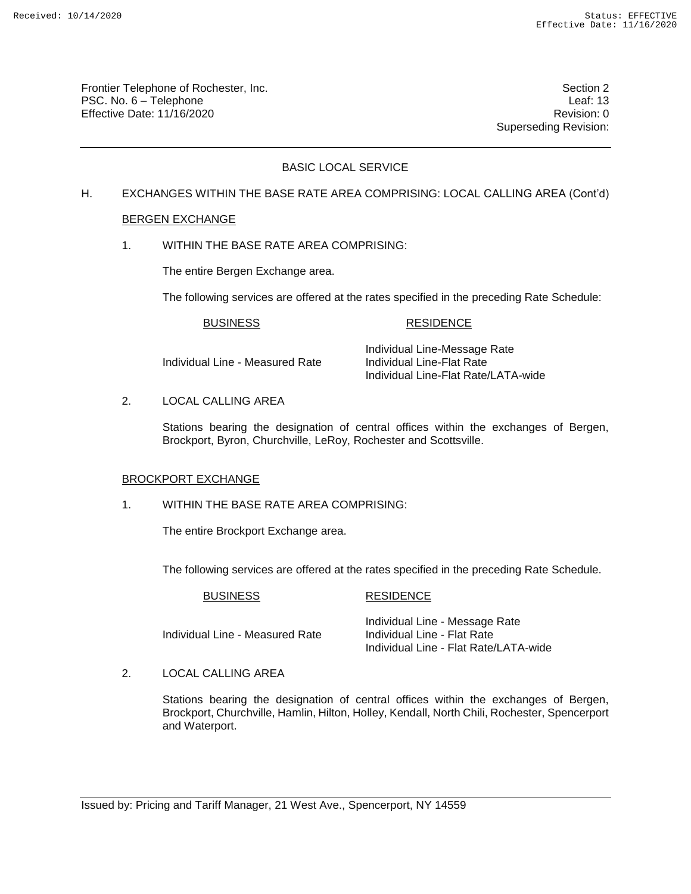## BASIC LOCAL SERVICE

H. EXCHANGES WITHIN THE BASE RATE AREA COMPRISING: LOCAL CALLING AREA (Cont'd)

### BERGEN EXCHANGE

1. WITHIN THE BASE RATE AREA COMPRISING:

   The entire Bergen Exchange area.

   The following services are offered at the rates specified in the preceding Rate Schedule:

| BUSINESS | RESIDENCE |
|---|---|
| Individual Line - Measured Rate | Individual Line-Message Rate<br>Individual Line-Flat Rate<br>Individual Line-Flat Rate/LATA-wide |

2. LOCAL CALLING AREA

   Stations bearing the designation of central offices within the exchanges of Bergen, Brockport, Byron, Churchville, LeRoy, Rochester and Scottsville.

### BROCKPORT EXCHANGE

1. WITHIN THE BASE RATE AREA COMPRISING:

   The entire Brockport Exchange area.

   The following services are offered at the rates specified in the preceding Rate Schedule.

| BUSINESS | RESIDENCE |
|---|---|
| Individual Line - Measured Rate | Individual Line - Message Rate<br>Individual Line - Flat Rate<br>Individual Line - Flat Rate/LATA-wide |

2. LOCAL CALLING AREA

   Stations bearing the designation of central offices within the exchanges of Bergen, Brockport, Churchville, Hamlin, Hilton, Holley, Kendall, North Chili, Rochester, Spencerport and Waterport.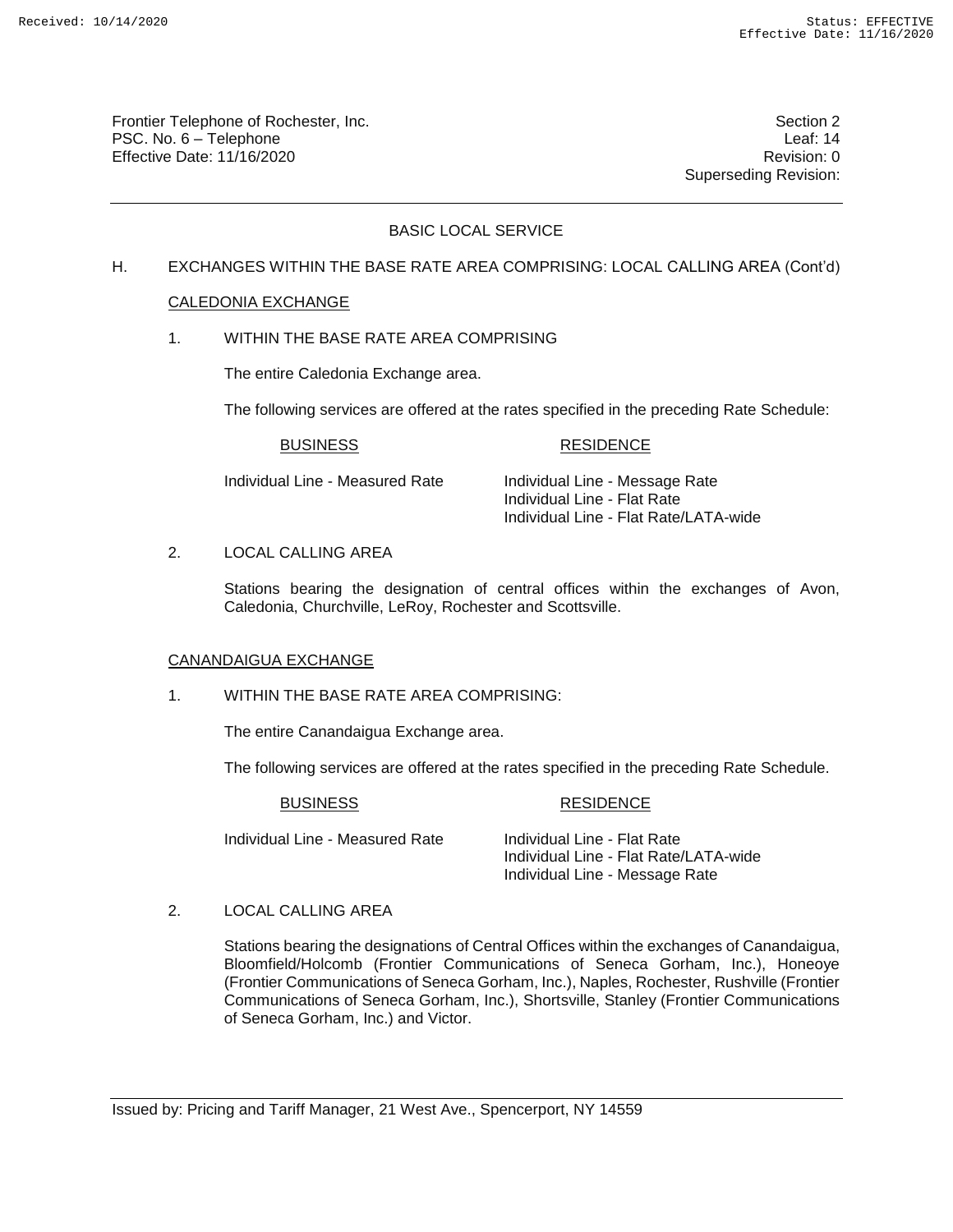## BASIC LOCAL SERVICE

H. EXCHANGES WITHIN THE BASE RATE AREA COMPRISING: LOCAL CALLING AREA (Cont'd)

### CALEDONIA EXCHANGE

1. WITHIN THE BASE RATE AREA COMPRISING

   The entire Caledonia Exchange area.

   The following services are offered at the rates specified in the preceding Rate Schedule:

| BUSINESS | RESIDENCE |
|---|---|
| Individual Line - Measured Rate | Individual Line - Message Rate<br>Individual Line - Flat Rate<br>Individual Line - Flat Rate/LATA-wide |

2. LOCAL CALLING AREA

   Stations bearing the designation of central offices within the exchanges of Avon, Caledonia, Churchville, LeRoy, Rochester and Scottsville.

### CANANDAIGUA EXCHANGE

1. WITHIN THE BASE RATE AREA COMPRISING:

   The entire Canandaigua Exchange area.

   The following services are offered at the rates specified in the preceding Rate Schedule.

| BUSINESS | RESIDENCE |
|---|---|
| Individual Line - Measured Rate | Individual Line - Flat Rate<br>Individual Line - Flat Rate/LATA-wide<br>Individual Line - Message Rate |

2. LOCAL CALLING AREA

   Stations bearing the designations of Central Offices within the exchanges of Canandaigua, Bloomfield/Holcomb (Frontier Communications of Seneca Gorham, Inc.), Honeoye (Frontier Communications of Seneca Gorham, Inc.), Naples, Rochester, Rushville (Frontier Communications of Seneca Gorham, Inc.), Shortsville, Stanley (Frontier Communications of Seneca Gorham, Inc.) and Victor.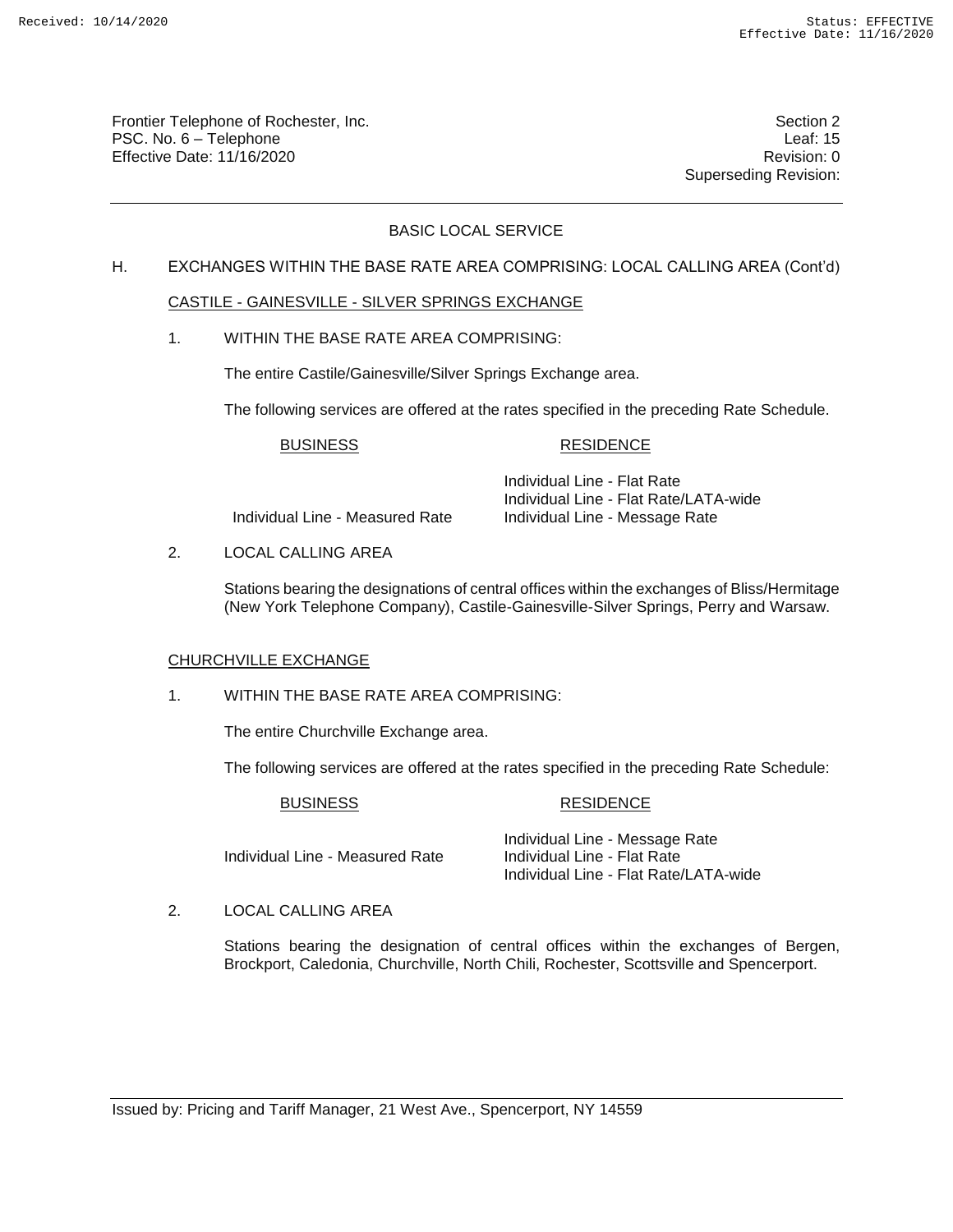Frontier Telephone of Rochester, Inc.
PSC. No. 6 – Telephone
Effective Date: 11/16/2020

Section 2
Leaf: 15
Revision: 0
Superseding Revision:

## BASIC LOCAL SERVICE

H. EXCHANGES WITHIN THE BASE RATE AREA COMPRISING: LOCAL CALLING AREA (Cont'd)

### CASTILE - GAINESVILLE - SILVER SPRINGS EXCHANGE

1. WITHIN THE BASE RATE AREA COMPRISING:

   The entire Castile/Gainesville/Silver Springs Exchange area.

   The following services are offered at the rates specified in the preceding Rate Schedule.

| BUSINESS | RESIDENCE |
|---|---|
| | Individual Line - Flat Rate |
| | Individual Line - Flat Rate/LATA-wide |
| Individual Line - Measured Rate | Individual Line - Message Rate |

2. LOCAL CALLING AREA

   Stations bearing the designations of central offices within the exchanges of Bliss/Hermitage (New York Telephone Company), Castile-Gainesville-Silver Springs, Perry and Warsaw.

### CHURCHVILLE EXCHANGE

1. WITHIN THE BASE RATE AREA COMPRISING:

   The entire Churchville Exchange area.

   The following services are offered at the rates specified in the preceding Rate Schedule:

| BUSINESS | RESIDENCE |
|---|---|
| | Individual Line - Message Rate |
| Individual Line - Measured Rate | Individual Line - Flat Rate |
| | Individual Line - Flat Rate/LATA-wide |

2. LOCAL CALLING AREA

   Stations bearing the designation of central offices within the exchanges of Bergen, Brockport, Caledonia, Churchville, North Chili, Rochester, Scottsville and Spencerport.

Issued by: Pricing and Tariff Manager, 21 West Ave., Spencerport, NY 14559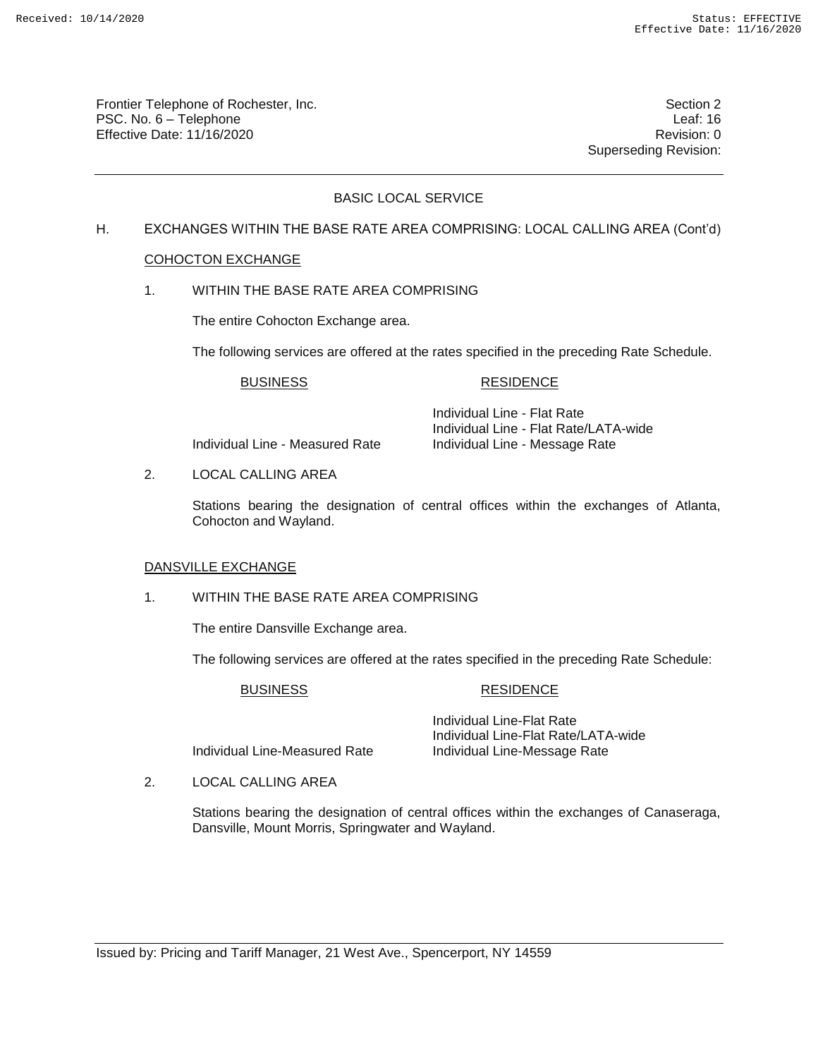## BASIC LOCAL SERVICE

H. EXCHANGES WITHIN THE BASE RATE AREA COMPRISING: LOCAL CALLING AREA (Cont'd)

### COHOCTON EXCHANGE

1. WITHIN THE BASE RATE AREA COMPRISING

   The entire Cohocton Exchange area.

   The following services are offered at the rates specified in the preceding Rate Schedule.

| BUSINESS | RESIDENCE |
|---|---|
| | Individual Line - Flat Rate |
| | Individual Line - Flat Rate/LATA-wide |
| Individual Line - Measured Rate | Individual Line - Message Rate |

2. LOCAL CALLING AREA

   Stations bearing the designation of central offices within the exchanges of Atlanta, Cohocton and Wayland.

### DANSVILLE EXCHANGE

1. WITHIN THE BASE RATE AREA COMPRISING

   The entire Dansville Exchange area.

   The following services are offered at the rates specified in the preceding Rate Schedule:

| BUSINESS | RESIDENCE |
|---|---|
| | Individual Line-Flat Rate |
| | Individual Line-Flat Rate/LATA-wide |
| Individual Line-Measured Rate | Individual Line-Message Rate |

2. LOCAL CALLING AREA

   Stations bearing the designation of central offices within the exchanges of Canaseraga, Dansville, Mount Morris, Springwater and Wayland.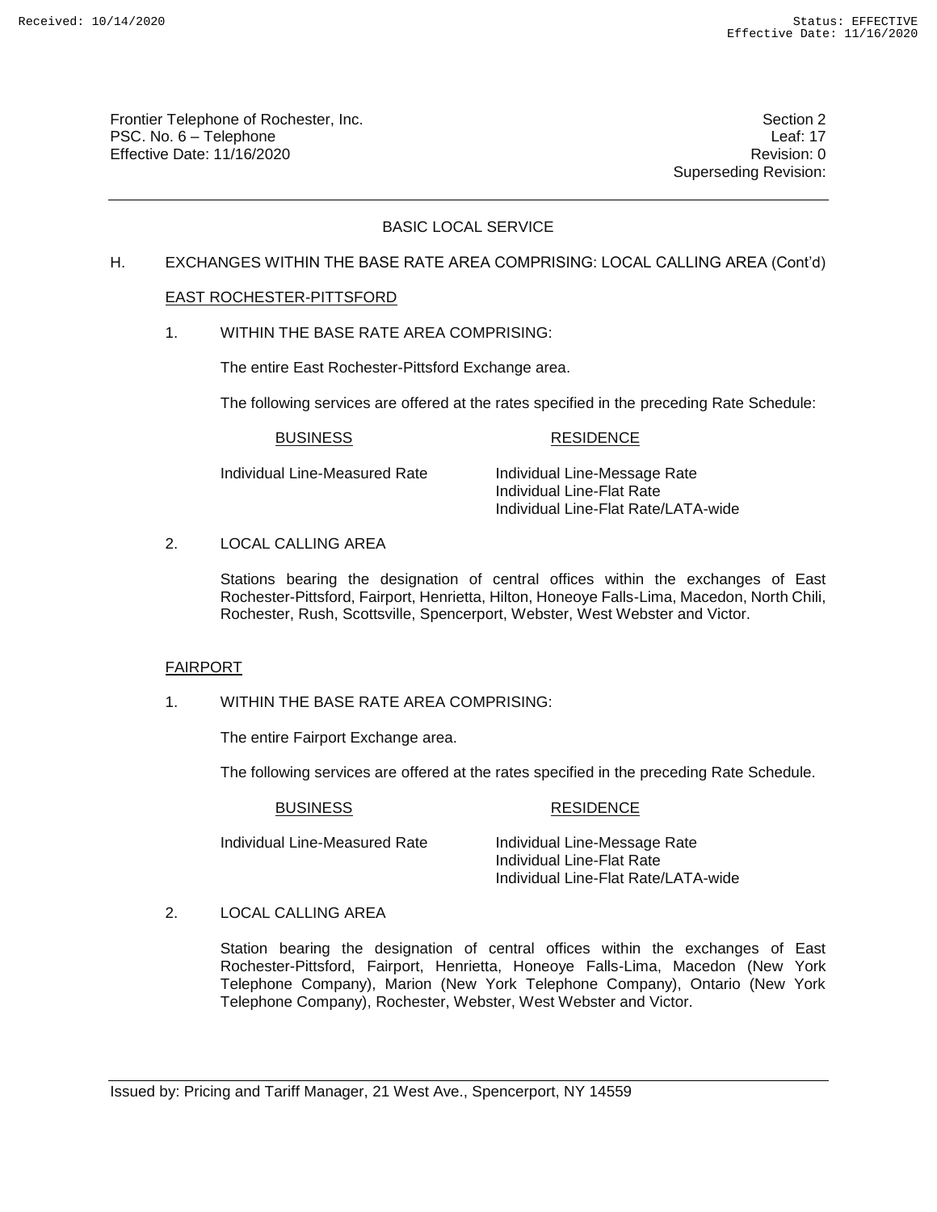## BASIC LOCAL SERVICE

H. EXCHANGES WITHIN THE BASE RATE AREA COMPRISING: LOCAL CALLING AREA (Cont'd)

### EAST ROCHESTER-PITTSFORD

1. WITHIN THE BASE RATE AREA COMPRISING:

   The entire East Rochester-Pittsford Exchange area.

   The following services are offered at the rates specified in the preceding Rate Schedule:

| BUSINESS | RESIDENCE |
|---|---|
| Individual Line-Measured Rate | Individual Line-Message Rate<br>Individual Line-Flat Rate<br>Individual Line-Flat Rate/LATA-wide |

2. LOCAL CALLING AREA

   Stations bearing the designation of central offices within the exchanges of East Rochester-Pittsford, Fairport, Henrietta, Hilton, Honeoye Falls-Lima, Macedon, North Chili, Rochester, Rush, Scottsville, Spencerport, Webster, West Webster and Victor.

### FAIRPORT

1. WITHIN THE BASE RATE AREA COMPRISING:

   The entire Fairport Exchange area.

   The following services are offered at the rates specified in the preceding Rate Schedule.

| BUSINESS | RESIDENCE |
|---|---|
| Individual Line-Measured Rate | Individual Line-Message Rate<br>Individual Line-Flat Rate<br>Individual Line-Flat Rate/LATA-wide |

2. LOCAL CALLING AREA

   Station bearing the designation of central offices within the exchanges of East Rochester-Pittsford, Fairport, Henrietta, Honeoye Falls-Lima, Macedon (New York Telephone Company), Marion (New York Telephone Company), Ontario (New York Telephone Company), Rochester, Webster, West Webster and Victor.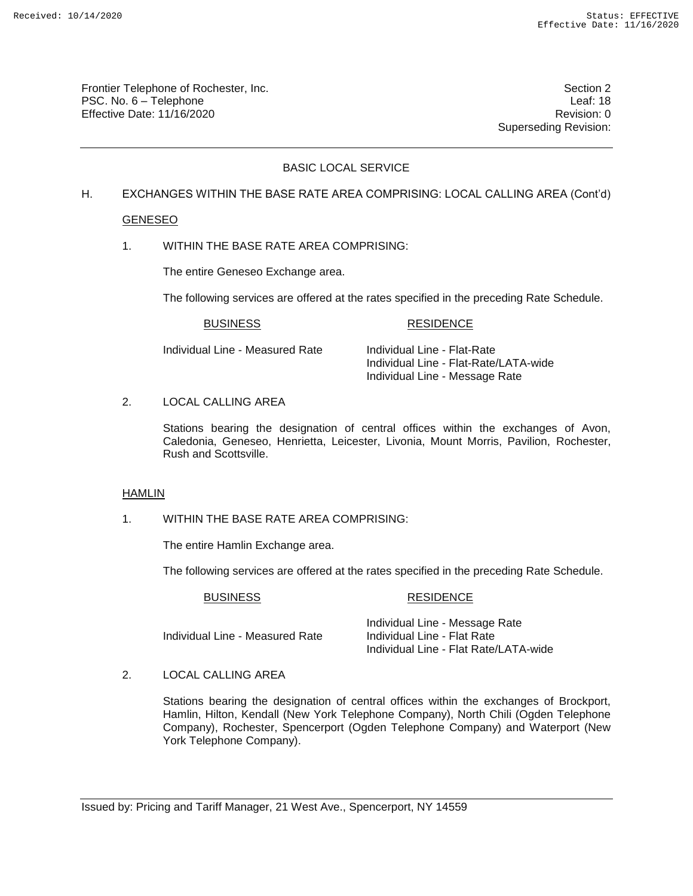## BASIC LOCAL SERVICE

H. EXCHANGES WITHIN THE BASE RATE AREA COMPRISING: LOCAL CALLING AREA (Cont'd)

### GENESEO

1. WITHIN THE BASE RATE AREA COMPRISING:

   The entire Geneseo Exchange area.

   The following services are offered at the rates specified in the preceding Rate Schedule.

| BUSINESS | RESIDENCE |
|---|---|
| Individual Line - Measured Rate | Individual Line - Flat-Rate |
| | Individual Line - Flat-Rate/LATA-wide |
| | Individual Line - Message Rate |

2. LOCAL CALLING AREA

   Stations bearing the designation of central offices within the exchanges of Avon, Caledonia, Geneseo, Henrietta, Leicester, Livonia, Mount Morris, Pavilion, Rochester, Rush and Scottsville.

### HAMLIN

1. WITHIN THE BASE RATE AREA COMPRISING:

   The entire Hamlin Exchange area.

   The following services are offered at the rates specified in the preceding Rate Schedule.

| BUSINESS | RESIDENCE |
|---|---|
| | Individual Line - Message Rate |
| Individual Line - Measured Rate | Individual Line - Flat Rate |
| | Individual Line - Flat Rate/LATA-wide |

2. LOCAL CALLING AREA

   Stations bearing the designation of central offices within the exchanges of Brockport, Hamlin, Hilton, Kendall (New York Telephone Company), North Chili (Ogden Telephone Company), Rochester, Spencerport (Ogden Telephone Company) and Waterport (New York Telephone Company).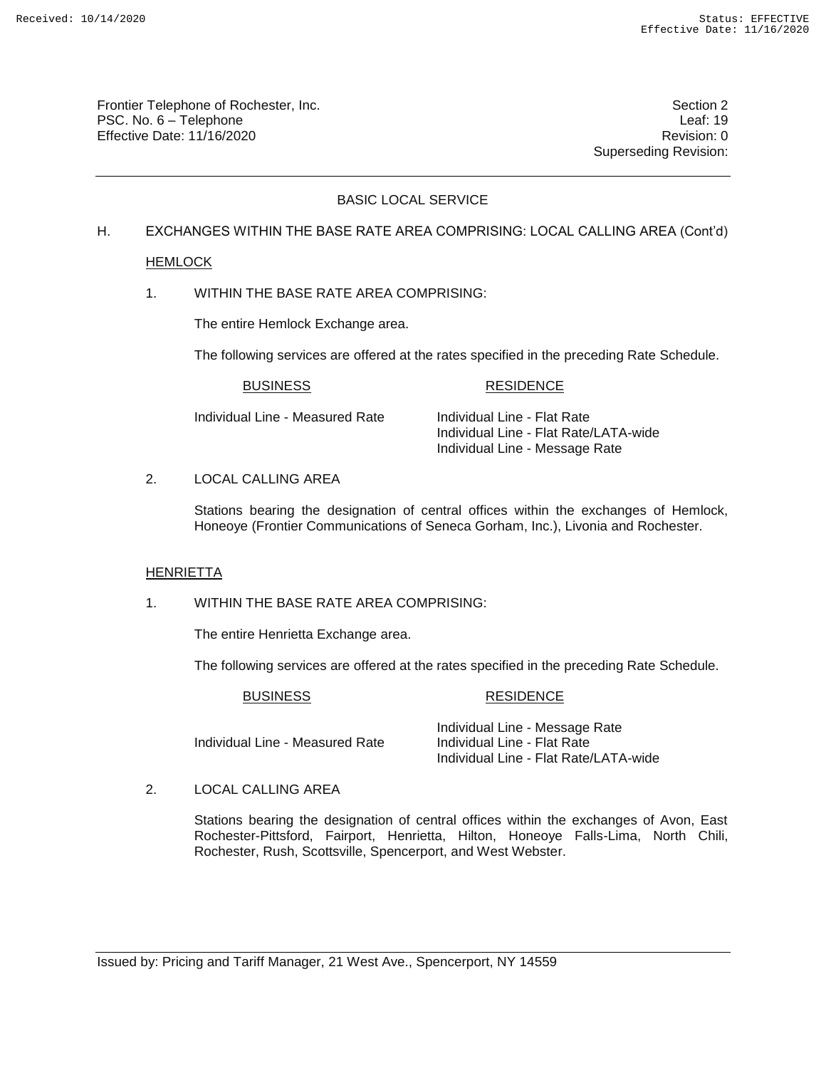BASIC LOCAL SERVICE

H. EXCHANGES WITHIN THE BASE RATE AREA COMPRISING: LOCAL CALLING AREA (Cont'd)

HEMLOCK

1. WITHIN THE BASE RATE AREA COMPRISING:

   The entire Hemlock Exchange area.

   The following services are offered at the rates specified in the preceding Rate Schedule.

| BUSINESS | RESIDENCE |
|---|---|
| Individual Line - Measured Rate | Individual Line - Flat Rate<br>Individual Line - Flat Rate/LATA-wide<br>Individual Line - Message Rate |

2. LOCAL CALLING AREA

   Stations bearing the designation of central offices within the exchanges of Hemlock, Honeoye (Frontier Communications of Seneca Gorham, Inc.), Livonia and Rochester.

HENRIETTA

1. WITHIN THE BASE RATE AREA COMPRISING:

   The entire Henrietta Exchange area.

   The following services are offered at the rates specified in the preceding Rate Schedule.

| BUSINESS | RESIDENCE |
|---|---|
| Individual Line - Measured Rate | Individual Line - Message Rate<br>Individual Line - Flat Rate<br>Individual Line - Flat Rate/LATA-wide |

2. LOCAL CALLING AREA

   Stations bearing the designation of central offices within the exchanges of Avon, East Rochester-Pittsford, Fairport, Henrietta, Hilton, Honeoye Falls-Lima, North Chili, Rochester, Rush, Scottsville, Spencerport, and West Webster.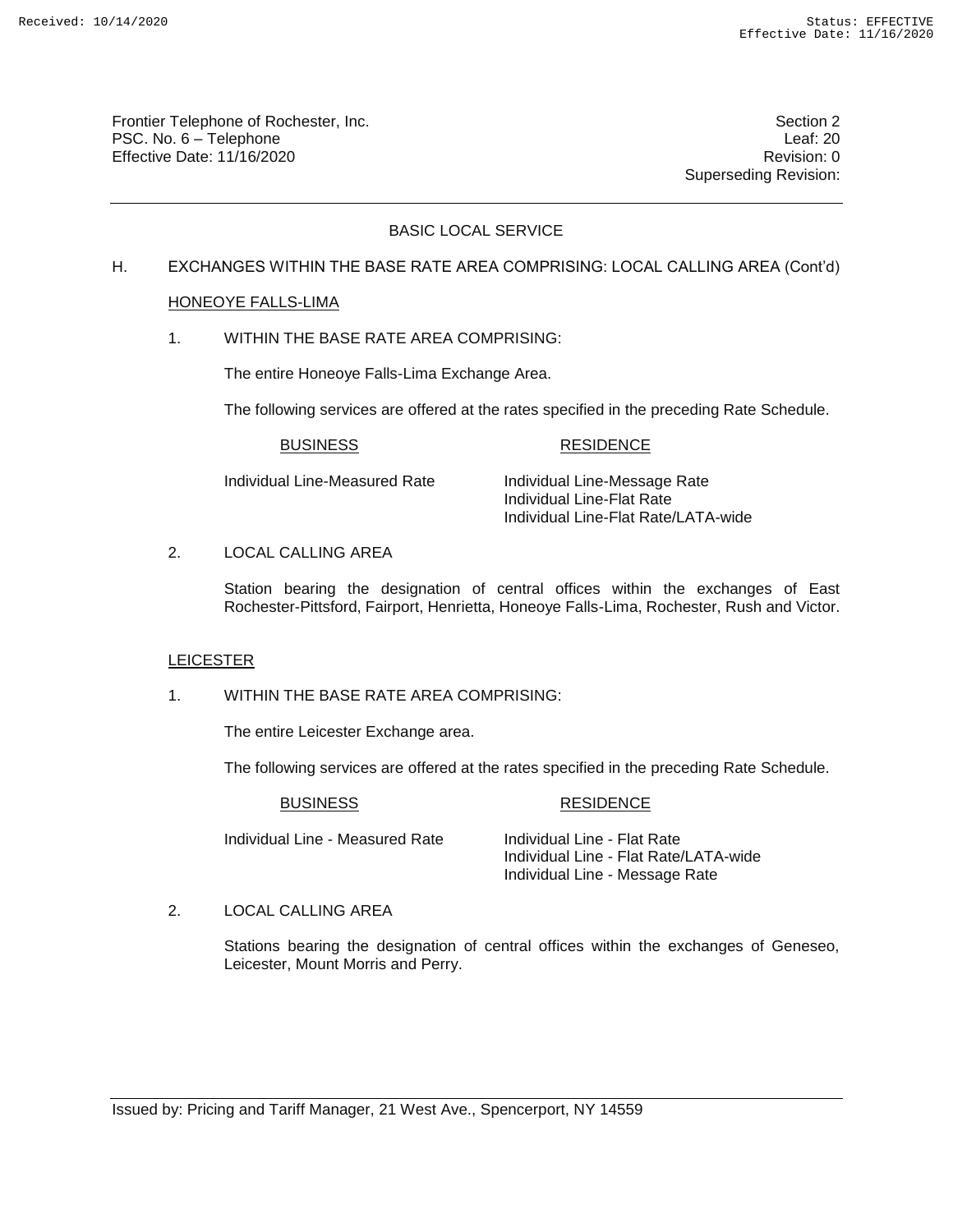## BASIC LOCAL SERVICE

### H. EXCHANGES WITHIN THE BASE RATE AREA COMPRISING: LOCAL CALLING AREA (Cont'd)

#### HONEOYE FALLS-LIMA

1. WITHIN THE BASE RATE AREA COMPRISING:

   The entire Honeoye Falls-Lima Exchange Area.

   The following services are offered at the rates specified in the preceding Rate Schedule.

| BUSINESS | RESIDENCE |
|---|---|
| Individual Line-Measured Rate | Individual Line-Message Rate |
| | Individual Line-Flat Rate |
| | Individual Line-Flat Rate/LATA-wide |

2. LOCAL CALLING AREA

   Station bearing the designation of central offices within the exchanges of East Rochester-Pittsford, Fairport, Henrietta, Honeoye Falls-Lima, Rochester, Rush and Victor.

#### LEICESTER

1. WITHIN THE BASE RATE AREA COMPRISING:

   The entire Leicester Exchange area.

   The following services are offered at the rates specified in the preceding Rate Schedule.

| BUSINESS | RESIDENCE |
|---|---|
| Individual Line - Measured Rate | Individual Line - Flat Rate |
| | Individual Line - Flat Rate/LATA-wide |
| | Individual Line - Message Rate |

2. LOCAL CALLING AREA

   Stations bearing the designation of central offices within the exchanges of Geneseo, Leicester, Mount Morris and Perry.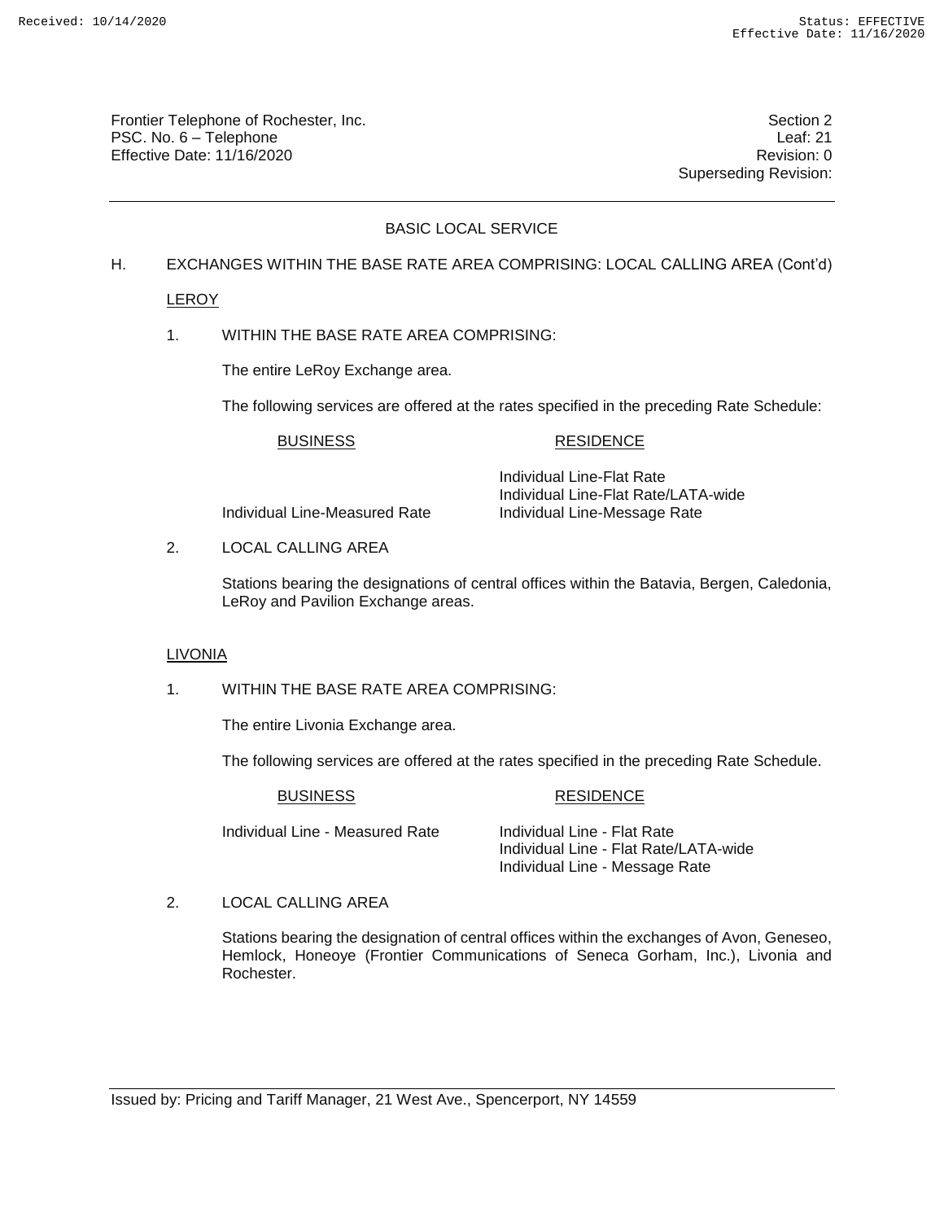## BASIC LOCAL SERVICE

H. EXCHANGES WITHIN THE BASE RATE AREA COMPRISING: LOCAL CALLING AREA (Cont'd)

### LEROY

1. WITHIN THE BASE RATE AREA COMPRISING:

   The entire LeRoy Exchange area.

   The following services are offered at the rates specified in the preceding Rate Schedule:

| BUSINESS | RESIDENCE |
|---|---|
| | Individual Line-Flat Rate |
| | Individual Line-Flat Rate/LATA-wide |
| Individual Line-Measured Rate | Individual Line-Message Rate |

2. LOCAL CALLING AREA

   Stations bearing the designations of central offices within the Batavia, Bergen, Caledonia, LeRoy and Pavilion Exchange areas.

### LIVONIA

1. WITHIN THE BASE RATE AREA COMPRISING:

   The entire Livonia Exchange area.

   The following services are offered at the rates specified in the preceding Rate Schedule.

| BUSINESS | RESIDENCE |
|---|---|
| Individual Line - Measured Rate | Individual Line - Flat Rate |
| | Individual Line - Flat Rate/LATA-wide |
| | Individual Line - Message Rate |

2. LOCAL CALLING AREA

   Stations bearing the designation of central offices within the exchanges of Avon, Geneseo, Hemlock, Honeoye (Frontier Communications of Seneca Gorham, Inc.), Livonia and Rochester.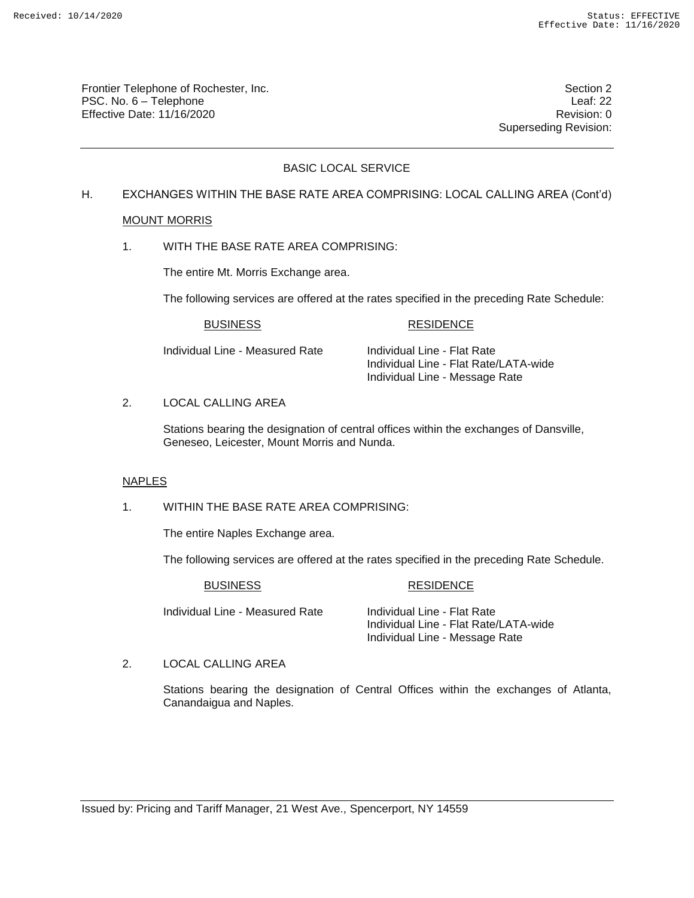## BASIC LOCAL SERVICE

### H. EXCHANGES WITHIN THE BASE RATE AREA COMPRISING: LOCAL CALLING AREA (Cont'd)

#### MOUNT MORRIS

1. WITH THE BASE RATE AREA COMPRISING:

   The entire Mt. Morris Exchange area.

   The following services are offered at the rates specified in the preceding Rate Schedule:

| BUSINESS | RESIDENCE |
|---|---|
| Individual Line - Measured Rate | Individual Line - Flat Rate |
| | Individual Line - Flat Rate/LATA-wide |
| | Individual Line - Message Rate |

2. LOCAL CALLING AREA

   Stations bearing the designation of central offices within the exchanges of Dansville, Geneseo, Leicester, Mount Morris and Nunda.

#### NAPLES

1. WITHIN THE BASE RATE AREA COMPRISING:

   The entire Naples Exchange area.

   The following services are offered at the rates specified in the preceding Rate Schedule.

| BUSINESS | RESIDENCE |
|---|---|
| Individual Line - Measured Rate | Individual Line - Flat Rate |
| | Individual Line - Flat Rate/LATA-wide |
| | Individual Line - Message Rate |

2. LOCAL CALLING AREA

   Stations bearing the designation of Central Offices within the exchanges of Atlanta, Canandaigua and Naples.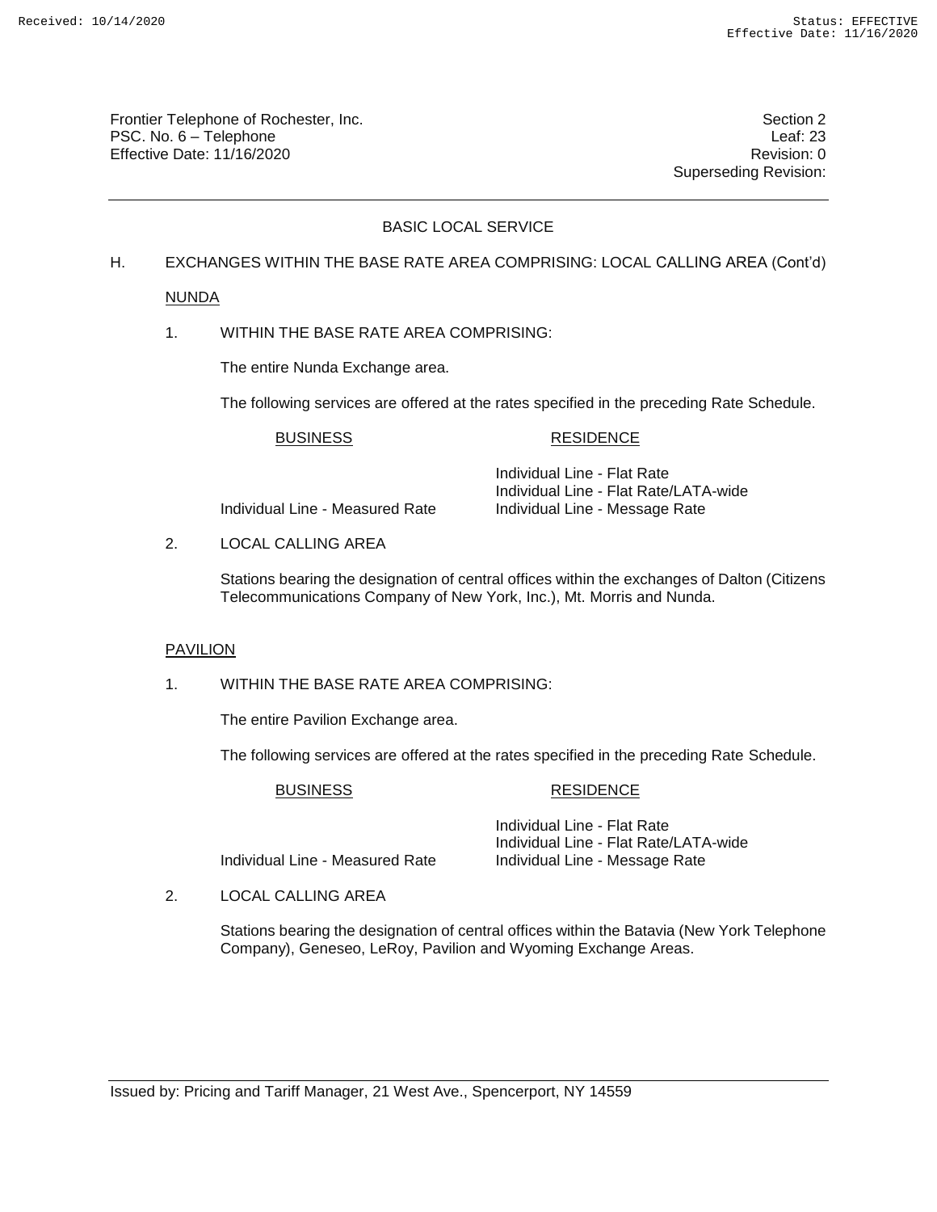# BASIC LOCAL SERVICE

H. EXCHANGES WITHIN THE BASE RATE AREA COMPRISING: LOCAL CALLING AREA (Cont'd)

## NUNDA

1. WITHIN THE BASE RATE AREA COMPRISING:

   The entire Nunda Exchange area.

   The following services are offered at the rates specified in the preceding Rate Schedule.

| BUSINESS | RESIDENCE |
|---|---|
| | Individual Line - Flat Rate |
| | Individual Line - Flat Rate/LATA-wide |
| Individual Line - Measured Rate | Individual Line - Message Rate |

2. LOCAL CALLING AREA

   Stations bearing the designation of central offices within the exchanges of Dalton (Citizens Telecommunications Company of New York, Inc.), Mt. Morris and Nunda.

## PAVILION

1. WITHIN THE BASE RATE AREA COMPRISING:

   The entire Pavilion Exchange area.

   The following services are offered at the rates specified in the preceding Rate Schedule.

| BUSINESS | RESIDENCE |
|---|---|
| | Individual Line - Flat Rate |
| | Individual Line - Flat Rate/LATA-wide |
| Individual Line - Measured Rate | Individual Line - Message Rate |

2. LOCAL CALLING AREA

   Stations bearing the designation of central offices within the Batavia (New York Telephone Company), Geneseo, LeRoy, Pavilion and Wyoming Exchange Areas.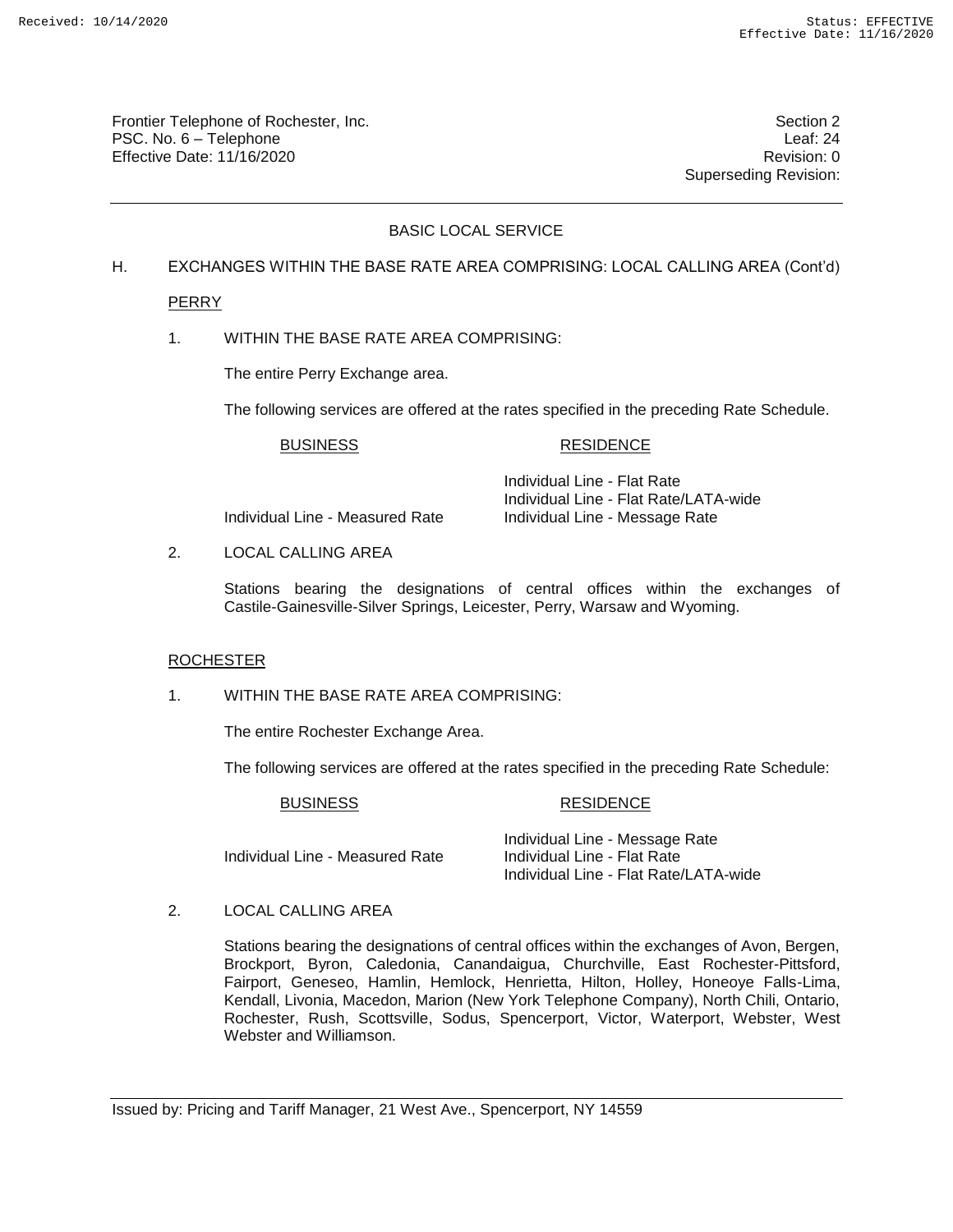Frontier Telephone of Rochester, Inc.
PSC. No. 6 – Telephone
Effective Date: 11/16/2020

Section 2
Leaf: 24
Revision: 0
Superseding Revision:

## BASIC LOCAL SERVICE

H. EXCHANGES WITHIN THE BASE RATE AREA COMPRISING: LOCAL CALLING AREA (Cont'd)

### PERRY

1. WITHIN THE BASE RATE AREA COMPRISING:

   The entire Perry Exchange area.

   The following services are offered at the rates specified in the preceding Rate Schedule.

| BUSINESS | RESIDENCE |
|---|---|
| | Individual Line - Flat Rate |
| | Individual Line - Flat Rate/LATA-wide |
| Individual Line - Measured Rate | Individual Line - Message Rate |

2. LOCAL CALLING AREA

   Stations bearing the designations of central offices within the exchanges of Castile-Gainesville-Silver Springs, Leicester, Perry, Warsaw and Wyoming.

### ROCHESTER

1. WITHIN THE BASE RATE AREA COMPRISING:

   The entire Rochester Exchange Area.

   The following services are offered at the rates specified in the preceding Rate Schedule:

| BUSINESS | RESIDENCE |
|---|---|
| | Individual Line - Message Rate |
| Individual Line - Measured Rate | Individual Line - Flat Rate |
| | Individual Line - Flat Rate/LATA-wide |

2. LOCAL CALLING AREA

   Stations bearing the designations of central offices within the exchanges of Avon, Bergen, Brockport, Byron, Caledonia, Canandaigua, Churchville, East Rochester-Pittsford, Fairport, Geneseo, Hamlin, Hemlock, Henrietta, Hilton, Holley, Honeoye Falls-Lima, Kendall, Livonia, Macedon, Marion (New York Telephone Company), North Chili, Ontario, Rochester, Rush, Scottsville, Sodus, Spencerport, Victor, Waterport, Webster, West Webster and Williamson.

Issued by: Pricing and Tariff Manager, 21 West Ave., Spencerport, NY 14559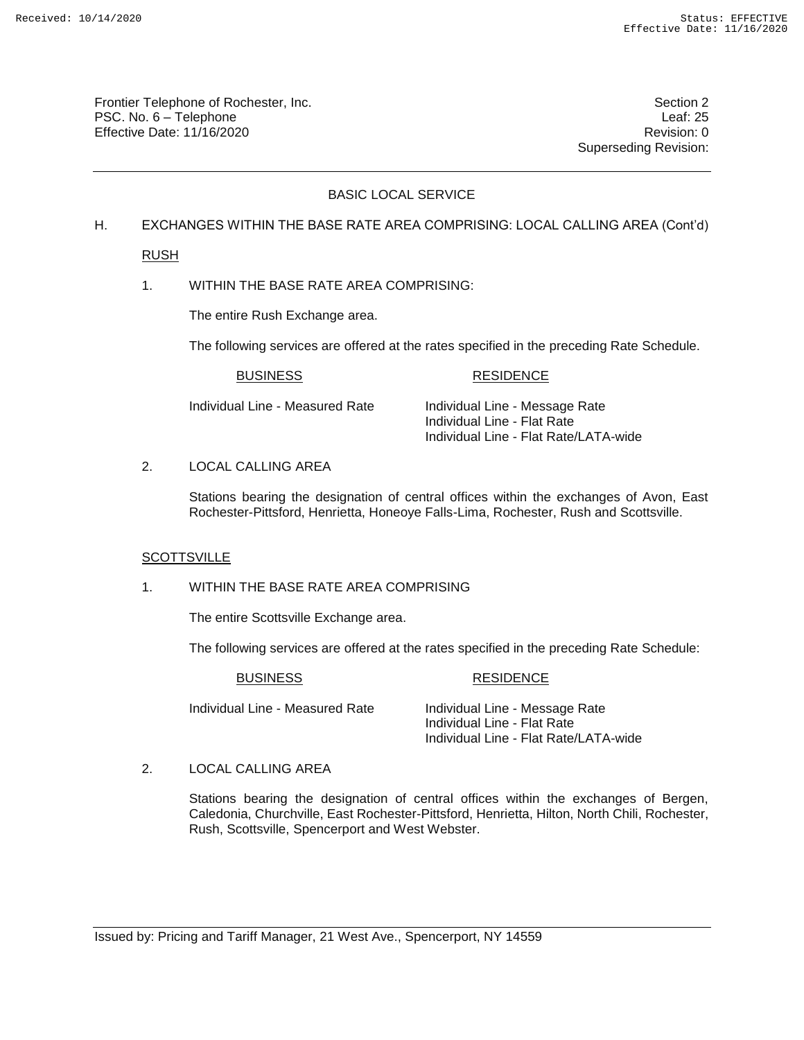# BASIC LOCAL SERVICE

## H. EXCHANGES WITHIN THE BASE RATE AREA COMPRISING: LOCAL CALLING AREA (Cont'd)

### RUSH

1. WITHIN THE BASE RATE AREA COMPRISING:

   The entire Rush Exchange area.

   The following services are offered at the rates specified in the preceding Rate Schedule.

| BUSINESS | RESIDENCE |
|---|---|
| Individual Line - Measured Rate | Individual Line - Message Rate |
| | Individual Line - Flat Rate |
| | Individual Line - Flat Rate/LATA-wide |

2. LOCAL CALLING AREA

   Stations bearing the designation of central offices within the exchanges of Avon, East Rochester-Pittsford, Henrietta, Honeoye Falls-Lima, Rochester, Rush and Scottsville.

### SCOTTSVILLE

1. WITHIN THE BASE RATE AREA COMPRISING

   The entire Scottsville Exchange area.

   The following services are offered at the rates specified in the preceding Rate Schedule:

| BUSINESS | RESIDENCE |
|---|---|
| Individual Line - Measured Rate | Individual Line - Message Rate |
| | Individual Line - Flat Rate |
| | Individual Line - Flat Rate/LATA-wide |

2. LOCAL CALLING AREA

   Stations bearing the designation of central offices within the exchanges of Bergen, Caledonia, Churchville, East Rochester-Pittsford, Henrietta, Hilton, North Chili, Rochester, Rush, Scottsville, Spencerport and West Webster.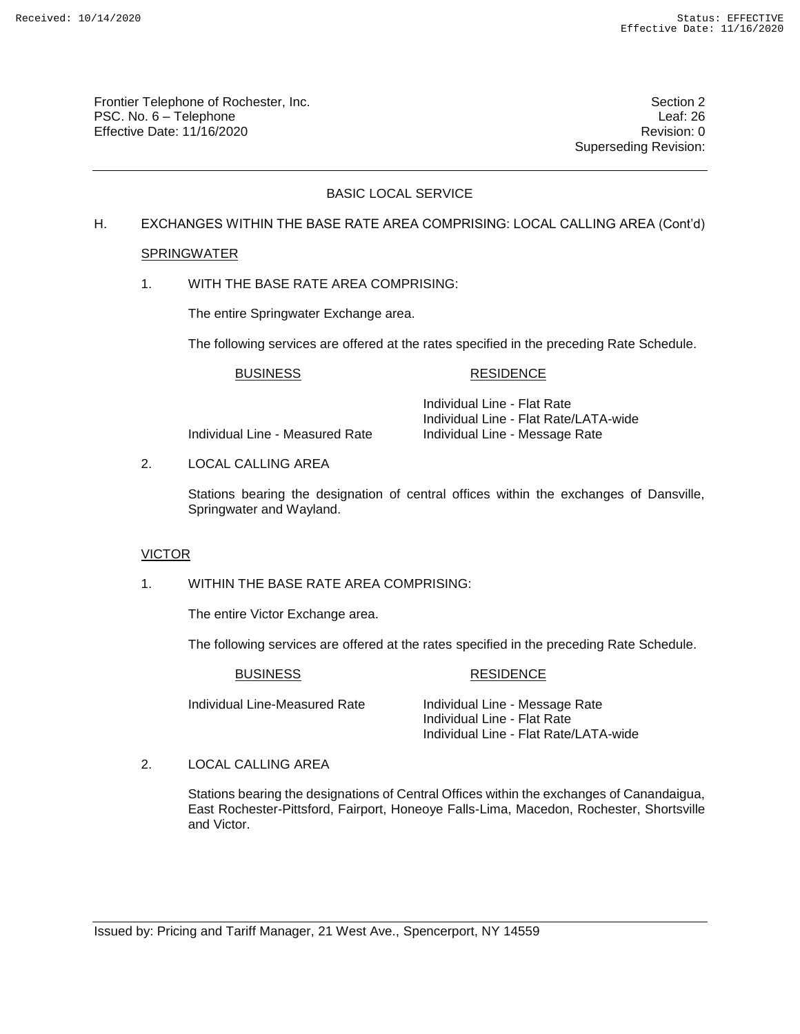## BASIC LOCAL SERVICE

H. EXCHANGES WITHIN THE BASE RATE AREA COMPRISING: LOCAL CALLING AREA (Cont'd)

### SPRINGWATER

1. WITH THE BASE RATE AREA COMPRISING:

   The entire Springwater Exchange area.

   The following services are offered at the rates specified in the preceding Rate Schedule.

| BUSINESS | RESIDENCE |
| --- | --- |
| | Individual Line - Flat Rate |
| | Individual Line - Flat Rate/LATA-wide |
| Individual Line - Measured Rate | Individual Line - Message Rate |

2. LOCAL CALLING AREA

   Stations bearing the designation of central offices within the exchanges of Dansville, Springwater and Wayland.

### VICTOR

1. WITHIN THE BASE RATE AREA COMPRISING:

   The entire Victor Exchange area.

   The following services are offered at the rates specified in the preceding Rate Schedule.

| BUSINESS | RESIDENCE |
| --- | --- |
| Individual Line-Measured Rate | Individual Line - Message Rate |
| | Individual Line - Flat Rate |
| | Individual Line - Flat Rate/LATA-wide |

2. LOCAL CALLING AREA

   Stations bearing the designations of Central Offices within the exchanges of Canandaigua, East Rochester-Pittsford, Fairport, Honeoye Falls-Lima, Macedon, Rochester, Shortsville and Victor.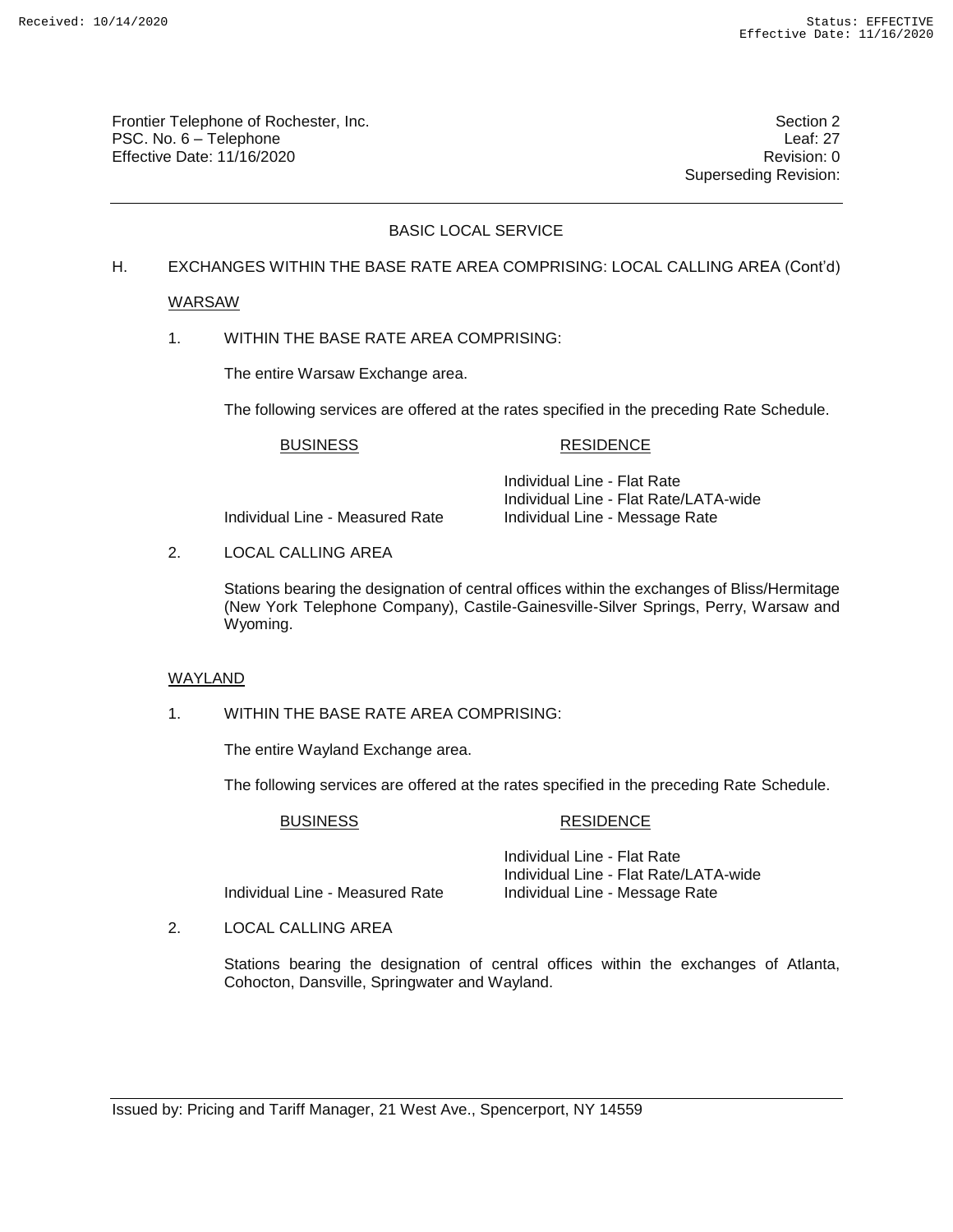## BASIC LOCAL SERVICE

H. EXCHANGES WITHIN THE BASE RATE AREA COMPRISING: LOCAL CALLING AREA (Cont'd)

### WARSAW

1. WITHIN THE BASE RATE AREA COMPRISING:

   The entire Warsaw Exchange area.

   The following services are offered at the rates specified in the preceding Rate Schedule.

| BUSINESS | RESIDENCE |
|---|---|
| | Individual Line - Flat Rate |
| | Individual Line - Flat Rate/LATA-wide |
| Individual Line - Measured Rate | Individual Line - Message Rate |

2. LOCAL CALLING AREA

   Stations bearing the designation of central offices within the exchanges of Bliss/Hermitage (New York Telephone Company), Castile-Gainesville-Silver Springs, Perry, Warsaw and Wyoming.

### WAYLAND

1. WITHIN THE BASE RATE AREA COMPRISING:

   The entire Wayland Exchange area.

   The following services are offered at the rates specified in the preceding Rate Schedule.

| BUSINESS | RESIDENCE |
|---|---|
| | Individual Line - Flat Rate |
| | Individual Line - Flat Rate/LATA-wide |
| Individual Line - Measured Rate | Individual Line - Message Rate |

2. LOCAL CALLING AREA

   Stations bearing the designation of central offices within the exchanges of Atlanta, Cohocton, Dansville, Springwater and Wayland.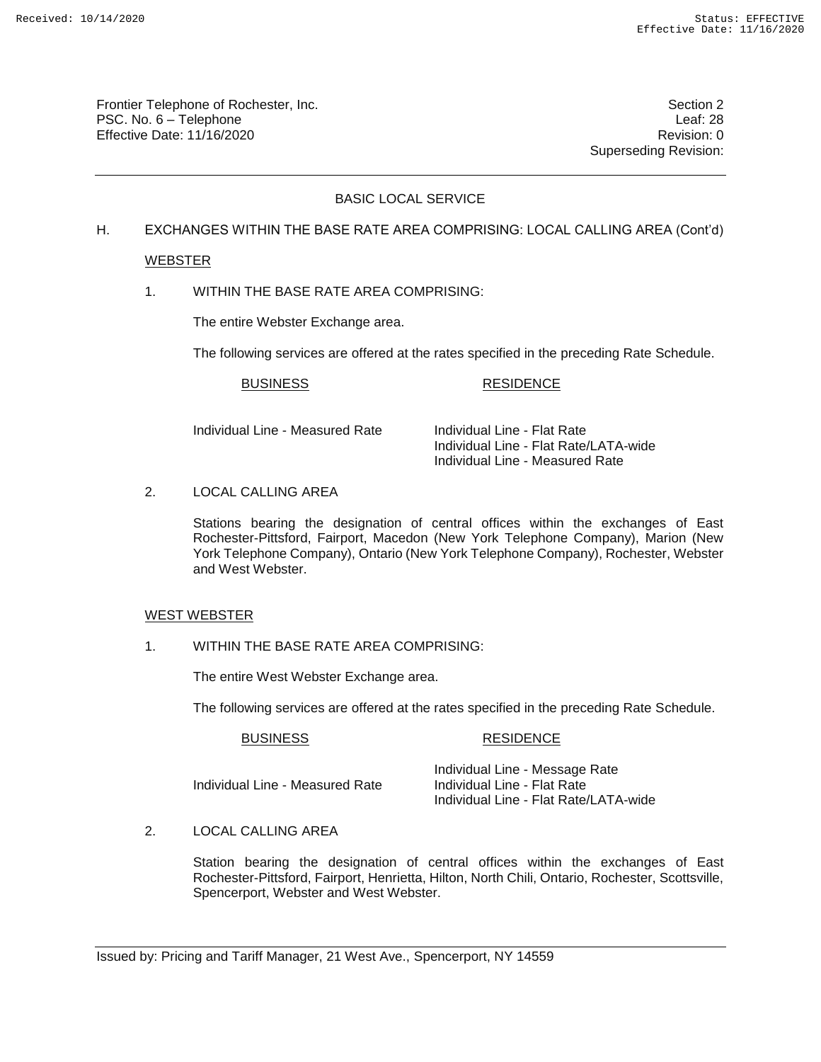## BASIC LOCAL SERVICE

H. EXCHANGES WITHIN THE BASE RATE AREA COMPRISING: LOCAL CALLING AREA (Cont'd)

### WEBSTER

1. WITHIN THE BASE RATE AREA COMPRISING:

   The entire Webster Exchange area.

   The following services are offered at the rates specified in the preceding Rate Schedule.

| BUSINESS | RESIDENCE |
|---|---|
| Individual Line - Measured Rate | Individual Line - Flat Rate<br>Individual Line - Flat Rate/LATA-wide<br>Individual Line - Measured Rate |

2. LOCAL CALLING AREA

   Stations bearing the designation of central offices within the exchanges of East Rochester-Pittsford, Fairport, Macedon (New York Telephone Company), Marion (New York Telephone Company), Ontario (New York Telephone Company), Rochester, Webster and West Webster.

### WEST WEBSTER

1. WITHIN THE BASE RATE AREA COMPRISING:

   The entire West Webster Exchange area.

   The following services are offered at the rates specified in the preceding Rate Schedule.

| BUSINESS | RESIDENCE |
|---|---|
| Individual Line - Measured Rate | Individual Line - Message Rate<br>Individual Line - Flat Rate<br>Individual Line - Flat Rate/LATA-wide |

2. LOCAL CALLING AREA

   Station bearing the designation of central offices within the exchanges of East Rochester-Pittsford, Fairport, Henrietta, Hilton, North Chili, Ontario, Rochester, Scottsville, Spencerport, Webster and West Webster.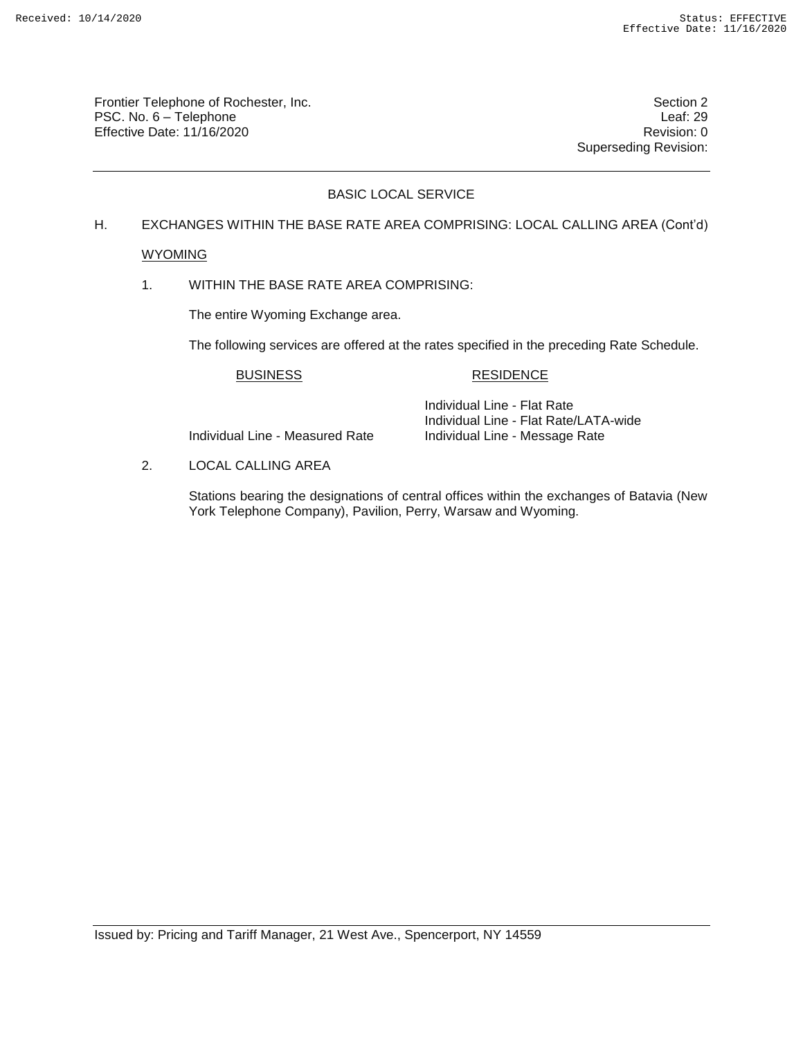Frontier Telephone of Rochester, Inc.
PSC. No. 6 – Telephone
Effective Date: 11/16/2020

Section 2
Leaf: 29
Revision: 0
Superseding Revision:

## BASIC LOCAL SERVICE

H. EXCHANGES WITHIN THE BASE RATE AREA COMPRISING: LOCAL CALLING AREA (Cont'd)

WYOMING

1. WITHIN THE BASE RATE AREA COMPRISING:

   The entire Wyoming Exchange area.

   The following services are offered at the rates specified in the preceding Rate Schedule.

| BUSINESS | RESIDENCE |
|---|---|
| | Individual Line - Flat Rate |
| | Individual Line - Flat Rate/LATA-wide |
| Individual Line - Measured Rate | Individual Line - Message Rate |

2. LOCAL CALLING AREA

   Stations bearing the designations of central offices within the exchanges of Batavia (New York Telephone Company), Pavilion, Perry, Warsaw and Wyoming.

Issued by: Pricing and Tariff Manager, 21 West Ave., Spencerport, NY 14559